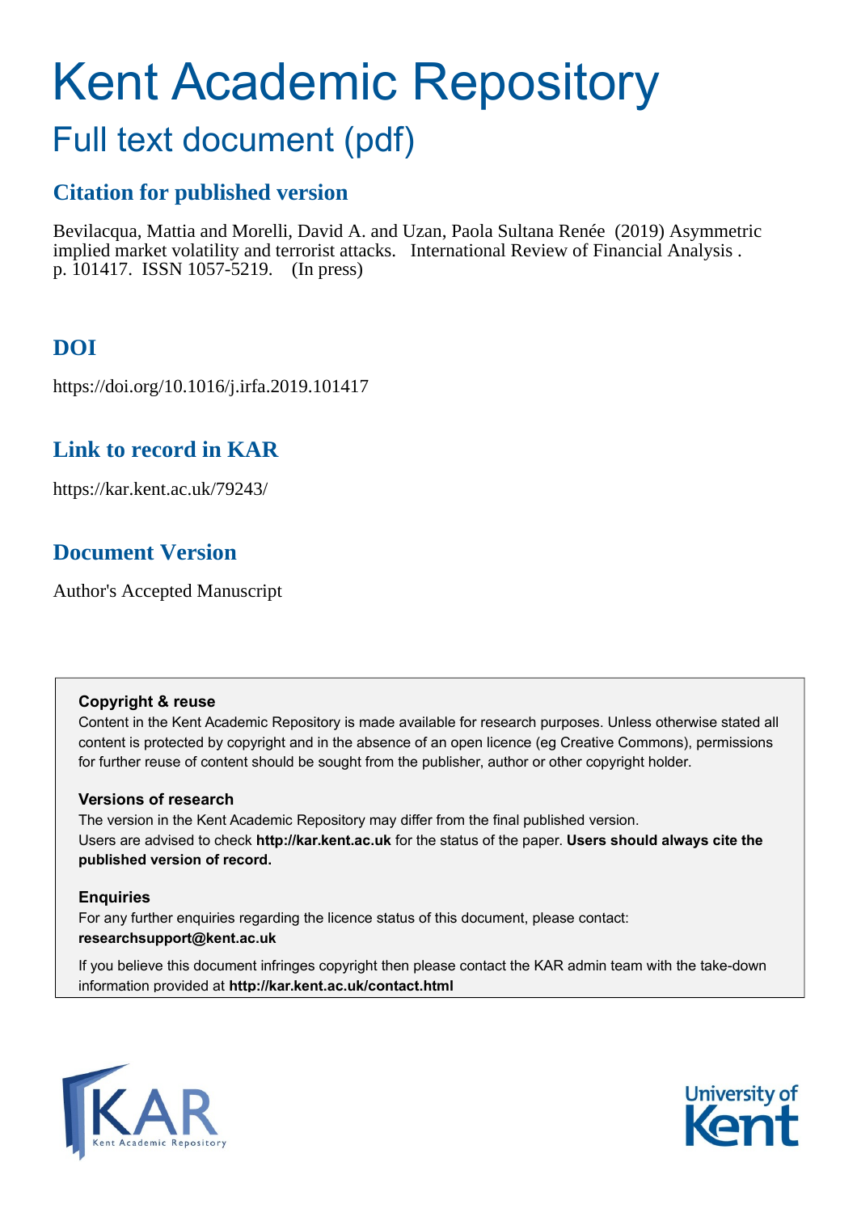# Kent Academic Repository

## Full text document (pdf)

### Citation for published version

Bevilacqua, Mattia and Morelli, David A. and Uzan, Paola Sultana Renée (2019) Asymmetric implied market volatility and terrorist attacks. International Review of Financial Analysis . p. 101417. ISSN 1057-5219. (In press)

### DOI

https://doi.org/10.1016/j.irfa.2019.101417

### Link to record in KAR

https://kar.kent.ac.uk/79243/

### Document Version

Author's Accepted Manuscript

**Copyright & reuse**

Content in the Kent Academic Repository is made available for research purposes. Unless otherwise stated all content is protected by copyright and in the absence of an open licence (eg Creative Commons), permissions for further reuse of content should be sought from the publisher, author or other copyright holder.

**Versions of research**

The version in the Kent Academic Repository may differ from the final published version. Users are advised to check **http://kar.kent.ac.uk** for the status of the paper. **Users should always cite the published version of record.**

**Enquiries**

For any further enquiries regarding the licence status of this document, please contact: **researchsupport@kent.ac.uk**

If you believe this document infringes copyright then please contact the KAR admin team with the take-down information provided at **http://kar.kent.ac.uk/contact.html**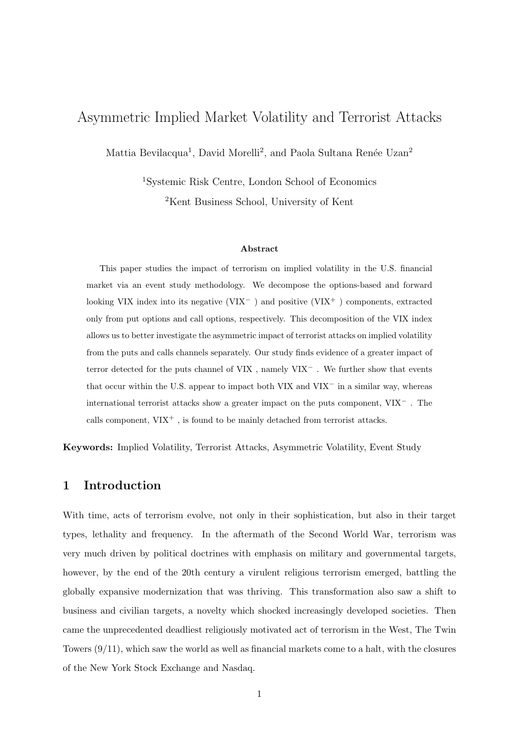# Asymmetric Implied Market Volatility and Terrorist Attacks

Mattia Bevilacqua[1], David Morelli[2], and Paola Sultana Renée Uzan[2]

[1]Systemic Risk Centre, London School of Economics

[2]Kent Business School, University of Kent

#### Abstract

This paper studies the impact of terrorism on implied volatility in the U.S. financial market via an event study methodology. We decompose the options-based and forward looking VIX index into its negative ($\text{VIX}^-$ ) and positive ($\text{VIX}^+$ ) components, extracted only from put options and call options, respectively. This decomposition of the VIX index allows us to better investigate the asymmetric impact of terrorist attacks on implied volatility from the puts and calls channels separately. Our study finds evidence of a greater impact of terror detected for the puts channel of VIX , namely $\text{VIX}^-$ . We further show that events that occur within the U.S. appear to impact both VIX and $\text{VIX}^-$ in a similar way, whereas international terrorist attacks show a greater impact on the puts component, $\text{VIX}^-$ . The calls component, $\text{VIX}^+$ , is found to be mainly detached from terrorist attacks.

**Keywords:** Implied Volatility, Terrorist Attacks, Asymmetric Volatility, Event Study

## 1 Introduction

With time, acts of terrorism evolve, not only in their sophistication, but also in their target types, lethality and frequency. In the aftermath of the Second World War, terrorism was very much driven by political doctrines with emphasis on military and governmental targets, however, by the end of the 20th century a virulent religious terrorism emerged, battling the globally expansive modernization that was thriving. This transformation also saw a shift to business and civilian targets, a novelty which shocked increasingly developed societies. Then came the unprecedented deadliest religiously motivated act of terrorism in the West, The Twin Towers (9/11), which saw the world as well as financial markets come to a halt, with the closures of the New York Stock Exchange and Nasdaq.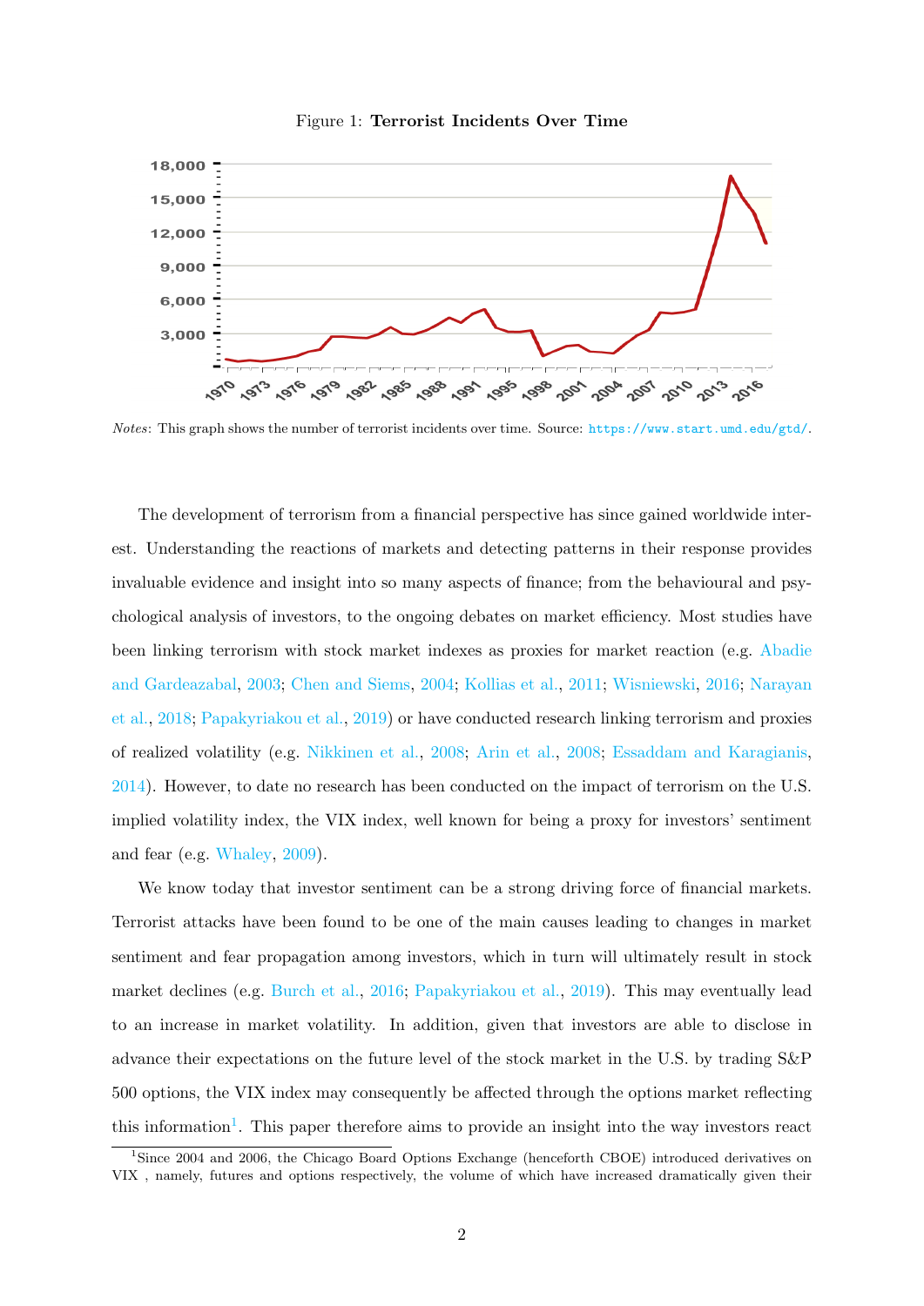Figure 1: **Terrorist Incidents Over Time**

*Notes*: This graph shows the number of terrorist incidents over time. Source: https://www.start.umd.edu/gtd/.

The development of terrorism from a financial perspective has since gained worldwide interest. Understanding the reactions of markets and detecting patterns in their response provides invaluable evidence and insight into so many aspects of finance; from the behavioural and psychological analysis of investors, to the ongoing debates on market efficiency. Most studies have been linking terrorism with stock market indexes as proxies for market reaction (e.g. Abadie and Gardeazabal, 2003; Chen and Siems, 2004; Kollias et al., 2011; Wisniewski, 2016; Narayan et al., 2018; Papakyriakou et al., 2019) or have conducted research linking terrorism and proxies of realized volatility (e.g. Nikkinen et al., 2008; Arin et al., 2008; Essaddam and Karagianis, 2014). However, to date no research has been conducted on the impact of terrorism on the U.S. implied volatility index, the VIX index, well known for being a proxy for investors' sentiment and fear (e.g. Whaley, 2009).

We know today that investor sentiment can be a strong driving force of financial markets. Terrorist attacks have been found to be one of the main causes leading to changes in market sentiment and fear propagation among investors, which in turn will ultimately result in stock market declines (e.g. Burch et al., 2016; Papakyriakou et al., 2019). This may eventually lead to an increase in market volatility. In addition, given that investors are able to disclose in advance their expectations on the future level of the stock market in the U.S. by trading S&P 500 options, the VIX index may consequently be affected through the options market reflecting this information[1]. This paper therefore aims to provide an insight into the way investors react

[1] Since 2004 and 2006, the Chicago Board Options Exchange (henceforth CBOE) introduced derivatives on VIX , namely, futures and options respectively, the volume of which have increased dramatically given their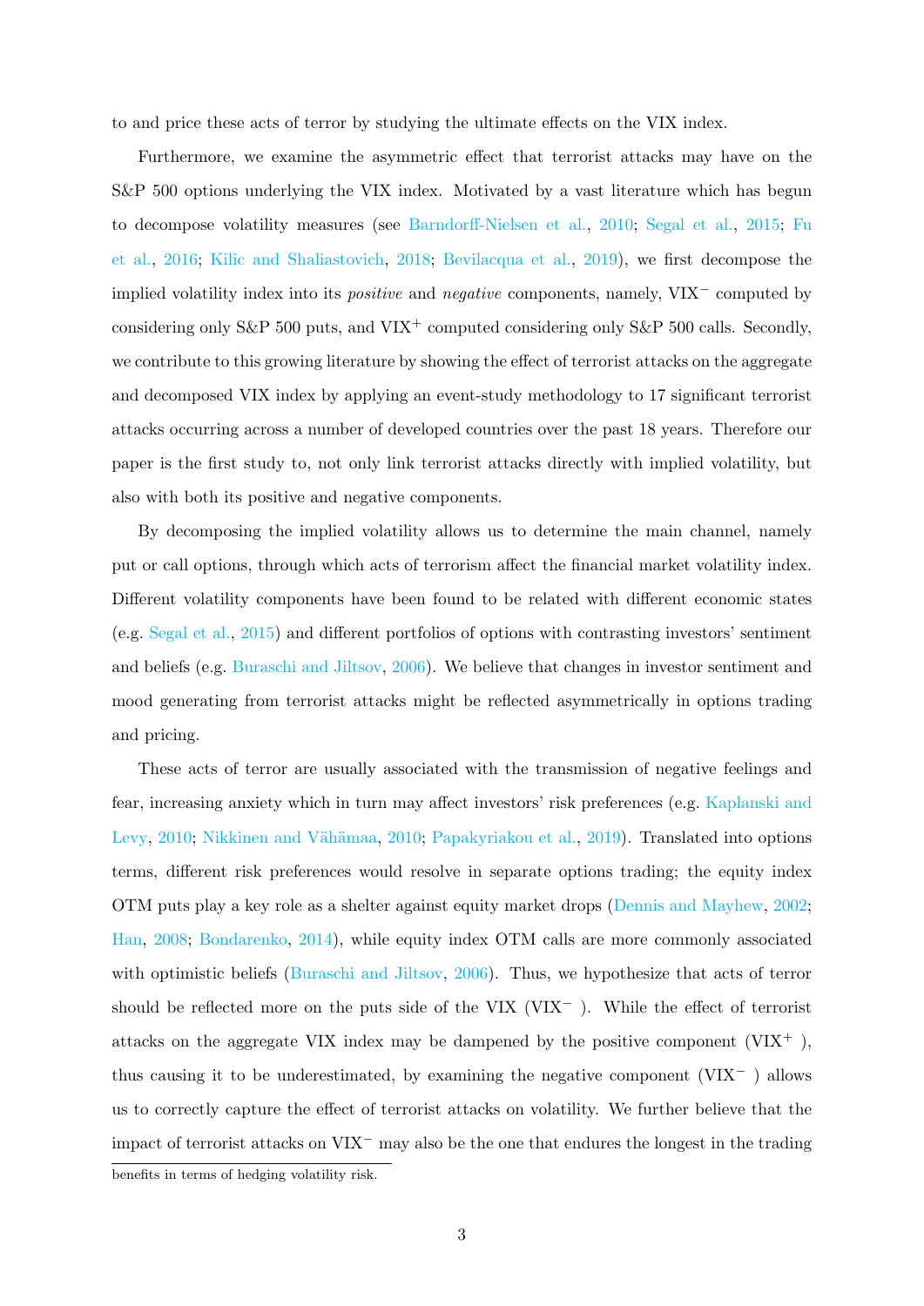to and price these acts of terror by studying the ultimate effects on the VIX index.

Furthermore, we examine the asymmetric effect that terrorist attacks may have on the S&P 500 options underlying the VIX index. Motivated by a vast literature which has begun to decompose volatility measures (see Barndorff-Nielsen et al., 2010; Segal et al., 2015; Fu et al., 2016; Kilic and Shaliastovich, 2018; Bevilacqua et al., 2019), we first decompose the implied volatility index into its *positive* and *negative* components, namely, $\text{VIX}^{-}$ computed by considering only S&P 500 puts, and $\text{VIX}^{+}$ computed considering only S&P 500 calls. Secondly, we contribute to this growing literature by showing the effect of terrorist attacks on the aggregate and decomposed VIX index by applying an event-study methodology to 17 significant terrorist attacks occurring across a number of developed countries over the past 18 years. Therefore our paper is the first study to, not only link terrorist attacks directly with implied volatility, but also with both its positive and negative components.

By decomposing the implied volatility allows us to determine the main channel, namely put or call options, through which acts of terrorism affect the financial market volatility index. Different volatility components have been found to be related with different economic states (e.g. Segal et al., 2015) and different portfolios of options with contrasting investors' sentiment and beliefs (e.g. Buraschi and Jiltsov, 2006). We believe that changes in investor sentiment and mood generating from terrorist attacks might be reflected asymmetrically in options trading and pricing.

These acts of terror are usually associated with the transmission of negative feelings and fear, increasing anxiety which in turn may affect investors' risk preferences (e.g. Kaplanski and Levy, 2010; Nikkinen and Vähämaa, 2010; Papakyriakou et al., 2019). Translated into options terms, different risk preferences would resolve in separate options trading; the equity index OTM puts play a key role as a shelter against equity market drops (Dennis and Mayhew, 2002; Han, 2008; Bondarenko, 2014), while equity index OTM calls are more commonly associated with optimistic beliefs (Buraschi and Jiltsov, 2006). Thus, we hypothesize that acts of terror should be reflected more on the puts side of the VIX ($\text{VIX}^{-}$ ). While the effect of terrorist attacks on the aggregate VIX index may be dampened by the positive component ($\text{VIX}^{+}$ ), thus causing it to be underestimated, by examining the negative component ($\text{VIX}^{-}$ ) allows us to correctly capture the effect of terrorist attacks on volatility. We further believe that the impact of terrorist attacks on $\text{VIX}^{-}$ may also be the one that endures the longest in the trading

benefits in terms of hedging volatility risk.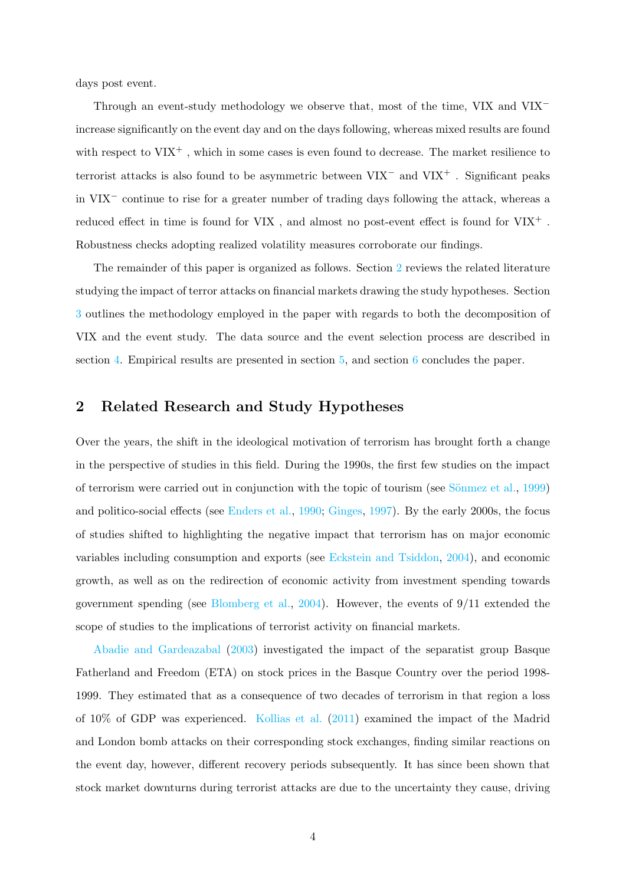days post event.

Through an event-study methodology we observe that, most of the time, VIX and $VIX^-$ increase significantly on the event day and on the days following, whereas mixed results are found with respect to $VIX^+$ , which in some cases is even found to decrease. The market resilience to terrorist attacks is also found to be asymmetric between $VIX^-$ and $VIX^+$ . Significant peaks in $VIX^-$ continue to rise for a greater number of trading days following the attack, whereas a reduced effect in time is found for VIX , and almost no post-event effect is found for $VIX^+$ . Robustness checks adopting realized volatility measures corroborate our findings.

The remainder of this paper is organized as follows. Section 2 reviews the related literature studying the impact of terror attacks on financial markets drawing the study hypotheses. Section 3 outlines the methodology employed in the paper with regards to both the decomposition of VIX and the event study. The data source and the event selection process are described in section 4. Empirical results are presented in section 5, and section 6 concludes the paper.

## 2 Related Research and Study Hypotheses

Over the years, the shift in the ideological motivation of terrorism has brought forth a change in the perspective of studies in this field. During the 1990s, the first few studies on the impact of terrorism were carried out in conjunction with the topic of tourism (see Sönmez et al., 1999) and politico-social effects (see Enders et al., 1990; Ginges, 1997). By the early 2000s, the focus of studies shifted to highlighting the negative impact that terrorism has on major economic variables including consumption and exports (see Eckstein and Tsiddon, 2004), and economic growth, as well as on the redirection of economic activity from investment spending towards government spending (see Blomberg et al., 2004). However, the events of 9/11 extended the scope of studies to the implications of terrorist activity on financial markets.

Abadie and Gardeazabal (2003) investigated the impact of the separatist group Basque Fatherland and Freedom (ETA) on stock prices in the Basque Country over the period 1998-1999. They estimated that as a consequence of two decades of terrorism in that region a loss of 10% of GDP was experienced. Kollias et al. (2011) examined the impact of the Madrid and London bomb attacks on their corresponding stock exchanges, finding similar reactions on the event day, however, different recovery periods subsequently. It has since been shown that stock market downturns during terrorist attacks are due to the uncertainty they cause, driving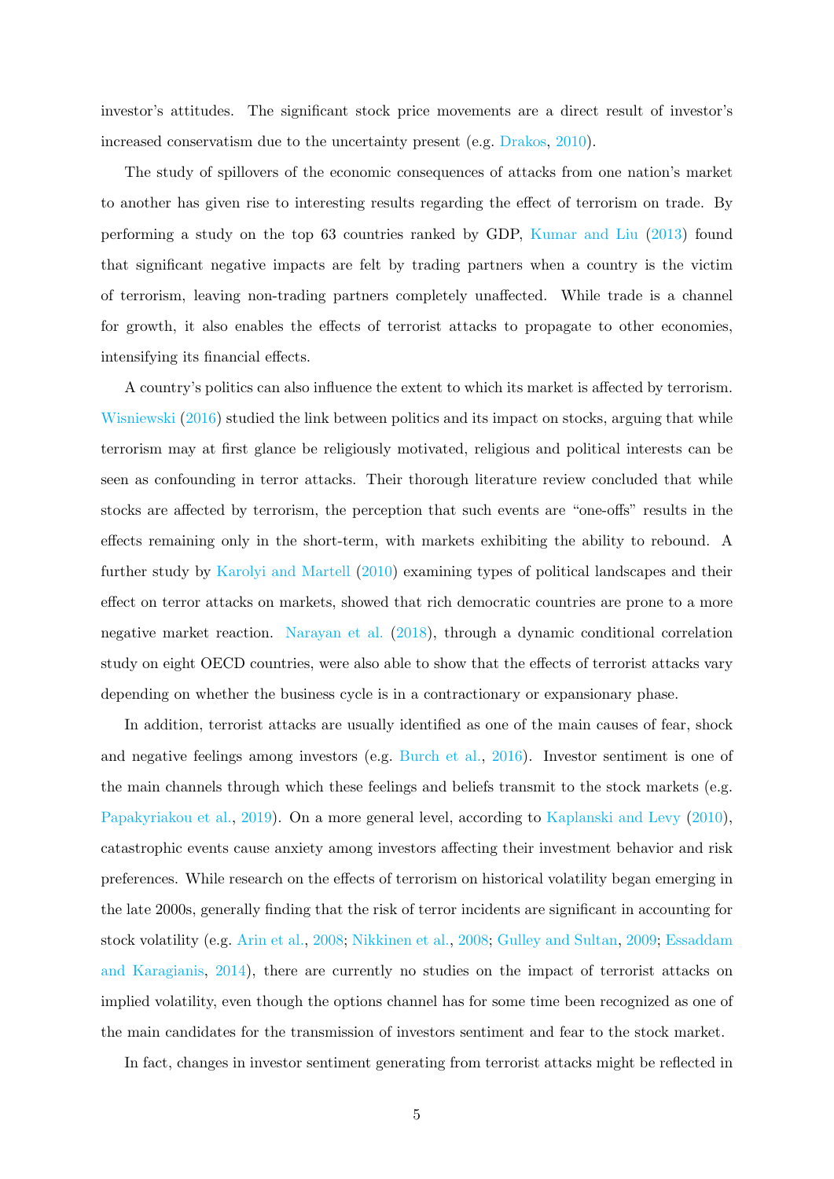investor's attitudes. The significant stock price movements are a direct result of investor's increased conservatism due to the uncertainty present (e.g. Drakos, 2010).

The study of spillovers of the economic consequences of attacks from one nation's market to another has given rise to interesting results regarding the effect of terrorism on trade. By performing a study on the top 63 countries ranked by GDP, Kumar and Liu (2013) found that significant negative impacts are felt by trading partners when a country is the victim of terrorism, leaving non-trading partners completely unaffected. While trade is a channel for growth, it also enables the effects of terrorist attacks to propagate to other economies, intensifying its financial effects.

A country's politics can also influence the extent to which its market is affected by terrorism. Wisniewski (2016) studied the link between politics and its impact on stocks, arguing that while terrorism may at first glance be religiously motivated, religious and political interests can be seen as confounding in terror attacks. Their thorough literature review concluded that while stocks are affected by terrorism, the perception that such events are "one-offs" results in the effects remaining only in the short-term, with markets exhibiting the ability to rebound. A further study by Karolyi and Martell (2010) examining types of political landscapes and their effect on terror attacks on markets, showed that rich democratic countries are prone to a more negative market reaction. Narayan et al. (2018), through a dynamic conditional correlation study on eight OECD countries, were also able to show that the effects of terrorist attacks vary depending on whether the business cycle is in a contractionary or expansionary phase.

In addition, terrorist attacks are usually identified as one of the main causes of fear, shock and negative feelings among investors (e.g. Burch et al., 2016). Investor sentiment is one of the main channels through which these feelings and beliefs transmit to the stock markets (e.g. Papakyriakou et al., 2019). On a more general level, according to Kaplanski and Levy (2010), catastrophic events cause anxiety among investors affecting their investment behavior and risk preferences. While research on the effects of terrorism on historical volatility began emerging in the late 2000s, generally finding that the risk of terror incidents are significant in accounting for stock volatility (e.g. Arin et al., 2008; Nikkinen et al., 2008; Gulley and Sultan, 2009; Essaddam and Karagianis, 2014), there are currently no studies on the impact of terrorist attacks on implied volatility, even though the options channel has for some time been recognized as one of the main candidates for the transmission of investors sentiment and fear to the stock market.

In fact, changes in investor sentiment generating from terrorist attacks might be reflected in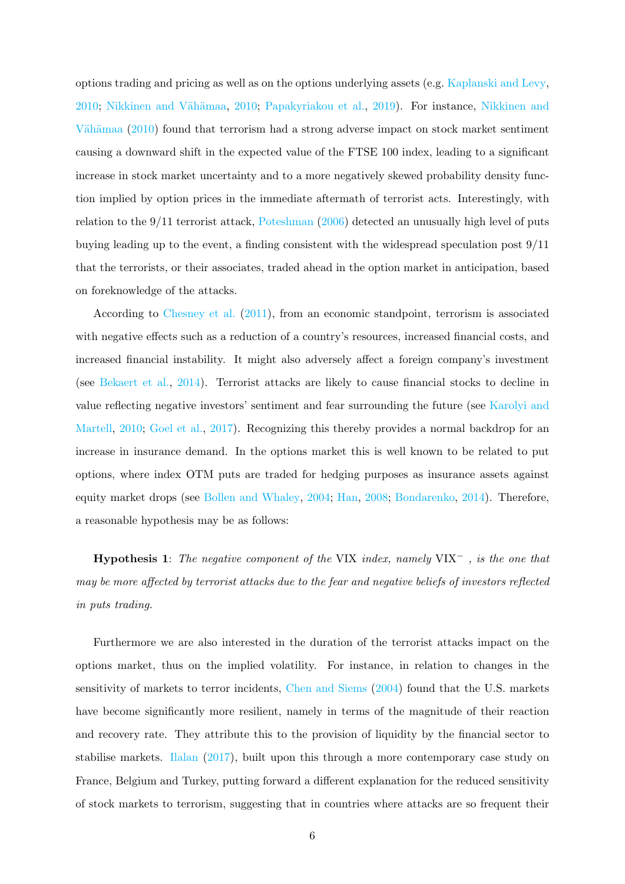options trading and pricing as well as on the options underlying assets (e.g. Kaplanski and Levy, 2010; Nikkinen and Vähämaa, 2010; Papakyriakou et al., 2019). For instance, Nikkinen and Vähämaa (2010) found that terrorism had a strong adverse impact on stock market sentiment causing a downward shift in the expected value of the FTSE 100 index, leading to a significant increase in stock market uncertainty and to a more negatively skewed probability density function implied by option prices in the immediate aftermath of terrorist acts. Interestingly, with relation to the 9/11 terrorist attack, Poteshman (2006) detected an unusually high level of puts buying leading up to the event, a finding consistent with the widespread speculation post 9/11 that the terrorists, or their associates, traded ahead in the option market in anticipation, based on foreknowledge of the attacks.

According to Chesney et al. (2011), from an economic standpoint, terrorism is associated with negative effects such as a reduction of a country's resources, increased financial costs, and increased financial instability. It might also adversely affect a foreign company's investment (see Bekaert et al., 2014). Terrorist attacks are likely to cause financial stocks to decline in value reflecting negative investors' sentiment and fear surrounding the future (see Karolyi and Martell, 2010; Goel et al., 2017). Recognizing this thereby provides a normal backdrop for an increase in insurance demand. In the options market this is well known to be related to put options, where index OTM puts are traded for hedging purposes as insurance assets against equity market drops (see Bollen and Whaley, 2004; Han, 2008; Bondarenko, 2014). Therefore, a reasonable hypothesis may be as follows:

**Hypothesis 1**: *The negative component of the* VIX *index, namely* $\text{VIX}^-$ *, is the one that may be more affected by terrorist attacks due to the fear and negative beliefs of investors reflected in puts trading.*

Furthermore we are also interested in the duration of the terrorist attacks impact on the options market, thus on the implied volatility. For instance, in relation to changes in the sensitivity of markets to terror incidents, Chen and Siems (2004) found that the U.S. markets have become significantly more resilient, namely in terms of the magnitude of their reaction and recovery rate. They attribute this to the provision of liquidity by the financial sector to stabilise markets. Ilalan (2017), built upon this through a more contemporary case study on France, Belgium and Turkey, putting forward a different explanation for the reduced sensitivity of stock markets to terrorism, suggesting that in countries where attacks are so frequent their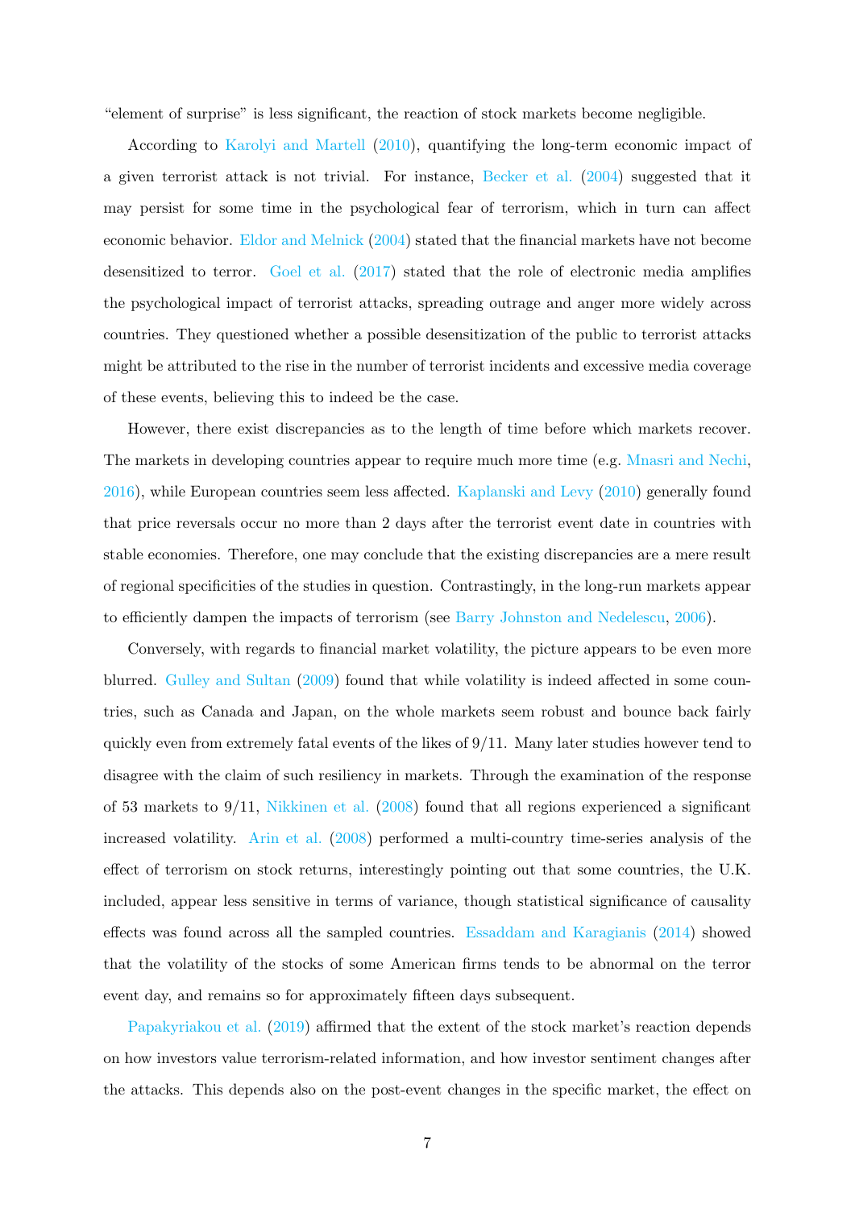"element of surprise" is less significant, the reaction of stock markets become negligible.

According to Karolyi and Martell (2010), quantifying the long-term economic impact of a given terrorist attack is not trivial. For instance, Becker et al. (2004) suggested that it may persist for some time in the psychological fear of terrorism, which in turn can affect economic behavior. Eldor and Melnick (2004) stated that the financial markets have not become desensitized to terror. Goel et al. (2017) stated that the role of electronic media amplifies the psychological impact of terrorist attacks, spreading outrage and anger more widely across countries. They questioned whether a possible desensitization of the public to terrorist attacks might be attributed to the rise in the number of terrorist incidents and excessive media coverage of these events, believing this to indeed be the case.

However, there exist discrepancies as to the length of time before which markets recover. The markets in developing countries appear to require much more time (e.g. Mnasri and Nechi, 2016), while European countries seem less affected. Kaplanski and Levy (2010) generally found that price reversals occur no more than 2 days after the terrorist event date in countries with stable economies. Therefore, one may conclude that the existing discrepancies are a mere result of regional specificities of the studies in question. Contrastingly, in the long-run markets appear to efficiently dampen the impacts of terrorism (see Barry Johnston and Nedelescu, 2006).

Conversely, with regards to financial market volatility, the picture appears to be even more blurred. Gulley and Sultan (2009) found that while volatility is indeed affected in some countries, such as Canada and Japan, on the whole markets seem robust and bounce back fairly quickly even from extremely fatal events of the likes of 9/11. Many later studies however tend to disagree with the claim of such resiliency in markets. Through the examination of the response of 53 markets to 9/11, Nikkinen et al. (2008) found that all regions experienced a significant increased volatility. Arin et al. (2008) performed a multi-country time-series analysis of the effect of terrorism on stock returns, interestingly pointing out that some countries, the U.K. included, appear less sensitive in terms of variance, though statistical significance of causality effects was found across all the sampled countries. Essaddam and Karagianis (2014) showed that the volatility of the stocks of some American firms tends to be abnormal on the terror event day, and remains so for approximately fifteen days subsequent.

Papakyriakou et al. (2019) affirmed that the extent of the stock market's reaction depends on how investors value terrorism-related information, and how investor sentiment changes after the attacks. This depends also on the post-event changes in the specific market, the effect on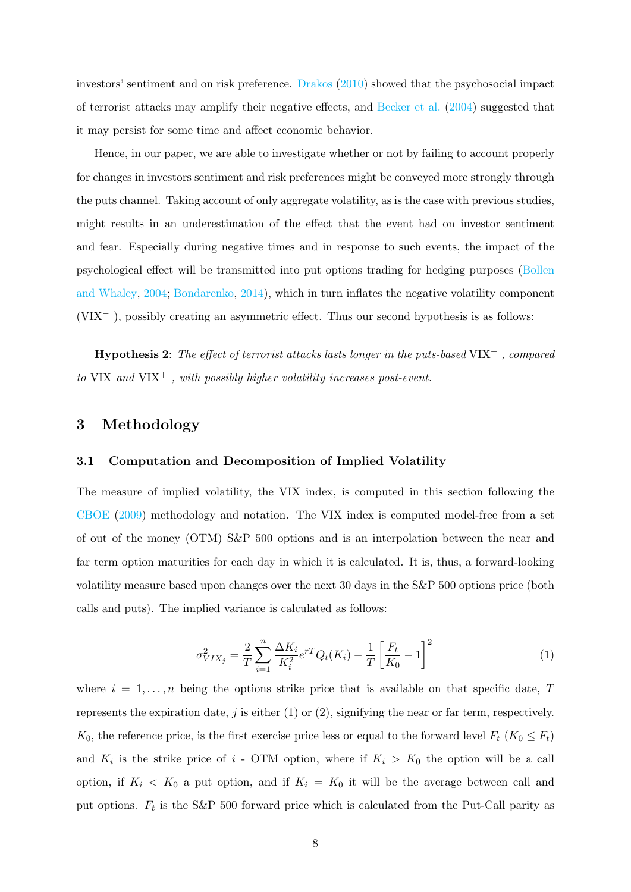investors' sentiment and on risk preference. Drakos (2010) showed that the psychosocial impact of terrorist attacks may amplify their negative effects, and Becker et al. (2004) suggested that it may persist for some time and affect economic behavior.

Hence, in our paper, we are able to investigate whether or not by failing to account properly for changes in investors sentiment and risk preferences might be conveyed more strongly through the puts channel. Taking account of only aggregate volatility, as is the case with previous studies, might results in an underestimation of the effect that the event had on investor sentiment and fear. Especially during negative times and in response to such events, the impact of the psychological effect will be transmitted into put options trading for hedging purposes (Bollen and Whaley, 2004; Bondarenko, 2014), which in turn inflates the negative volatility component (VIX$^-$ ), possibly creating an asymmetric effect. Thus our second hypothesis is as follows:

**Hypothesis 2**: *The effect of terrorist attacks lasts longer in the puts-based* VIX$^-$ *, compared to* VIX *and* VIX$^+$ *, with possibly higher volatility increases post-event.*

## 3 Methodology

### 3.1 Computation and Decomposition of Implied Volatility

The measure of implied volatility, the VIX index, is computed in this section following the CBOE (2009) methodology and notation. The VIX index is computed model-free from a set of out of the money (OTM) S&P 500 options and is an interpolation between the near and far term option maturities for each day in which it is calculated. It is, thus, a forward-looking volatility measure based upon changes over the next 30 days in the S&P 500 options price (both calls and puts). The implied variance is calculated as follows:

$$\sigma^2_{VIX_j} = \frac{2}{T}\sum_{i=1}^{n}\frac{\Delta K_i}{K_i^2}e^{rT}Q_t(K_i) - \frac{1}{T}\left[\frac{F_t}{K_0} - 1\right]^2 \tag{1}$$

where $i = 1, \ldots, n$ being the options strike price that is available on that specific date, $T$ represents the expiration date, $j$ is either (1) or (2), signifying the near or far term, respectively. $K_0$, the reference price, is the first exercise price less or equal to the forward level $F_t$ ($K_0 \leq F_t$) and $K_i$ is the strike price of $i$ - OTM option, where if $K_i > K_0$ the option will be a call option, if $K_i < K_0$ a put option, and if $K_i = K_0$ it will be the average between call and put options. $F_t$ is the S&P 500 forward price which is calculated from the Put-Call parity as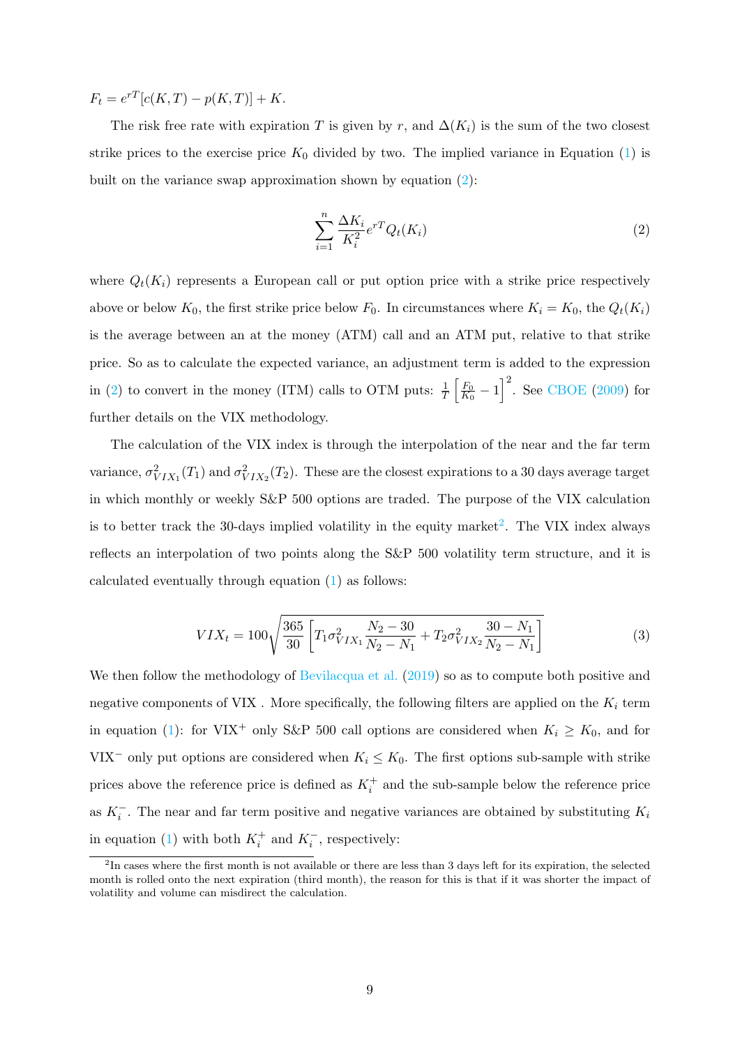$F_t = e^{rT}[c(K,T) - p(K,T)] + K$.

The risk free rate with expiration $T$ is given by $r$, and $\Delta(K_i)$ is the sum of the two closest strike prices to the exercise price $K_0$ divided by two. The implied variance in Equation (1) is built on the variance swap approximation shown by equation (2):

$$\sum_{i=1}^{n} \frac{\Delta K_i}{K_i^2} e^{rT} Q_t(K_i) \tag{2}$$

where $Q_t(K_i)$ represents a European call or put option price with a strike price respectively above or below $K_0$, the first strike price below $F_0$. In circumstances where $K_i = K_0$, the $Q_t(K_i)$ is the average between an at the money (ATM) call and an ATM put, relative to that strike price. So as to calculate the expected variance, an adjustment term is added to the expression in (2) to convert in the money (ITM) calls to OTM puts: $\frac{1}{T}\left[\frac{F_0}{K_0} - 1\right]^2$. See CBOE (2009) for further details on the VIX methodology.

The calculation of the VIX index is through the interpolation of the near and the far term variance, $\sigma^2_{VIX_1}(T_1)$ and $\sigma^2_{VIX_2}(T_2)$. These are the closest expirations to a 30 days average target in which monthly or weekly S&P 500 options are traded. The purpose of the VIX calculation is to better track the 30-days implied volatility in the equity market[2]. The VIX index always reflects an interpolation of two points along the S&P 500 volatility term structure, and it is calculated eventually through equation (1) as follows:

$$VIX_t = 100\sqrt{\frac{365}{30}\left[T_1 \sigma^2_{VIX_1} \frac{N_2 - 30}{N_2 - N_1} + T_2 \sigma^2_{VIX_2} \frac{30 - N_1}{N_2 - N_1}\right]} \tag{3}$$

We then follow the methodology of Bevilacqua et al. (2019) so as to compute both positive and negative components of VIX . More specifically, the following filters are applied on the $K_i$ term in equation (1): for VIX$^+$ only S&P 500 call options are considered when $K_i \geq K_0$, and for VIX$^-$ only put options are considered when $K_i \leq K_0$. The first options sub-sample with strike prices above the reference price is defined as $K_i^+$ and the sub-sample below the reference price as $K_i^-$. The near and far term positive and negative variances are obtained by substituting $K_i$ in equation (1) with both $K_i^+$ and $K_i^-$, respectively:

[2] In cases where the first month is not available or there are less than 3 days left for its expiration, the selected month is rolled onto the next expiration (third month), the reason for this is that if it was shorter the impact of volatility and volume can misdirect the calculation.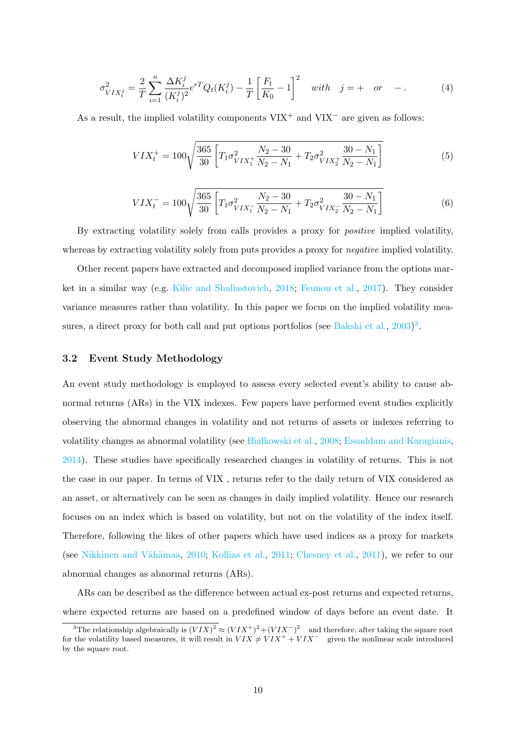$$\sigma^2_{VIX^j_t} = \frac{2}{T}\sum_{i=1}^{n}\frac{\Delta K^j_i}{(K^j_i)^2}e^{rT}Q_t(K^j_i) - \frac{1}{T}\left[\frac{F_t}{K_0}-1\right]^2 \quad with \quad j=+ \quad or \quad -. \tag{4}$$

As a result, the implied volatility components VIX$^+$ and VIX$^-$ are given as follows:

$$VIX^+_t = 100\sqrt{\frac{365}{30}\left[T_1\sigma^2_{VIX^+_1}\frac{N_2-30}{N_2-N_1} + T_2\sigma^2_{VIX^+_2}\frac{30-N_1}{N_2-N_1}\right]} \tag{5}$$

$$VIX^-_t = 100\sqrt{\frac{365}{30}\left[T_1\sigma^2_{VIX^-_1}\frac{N_2-30}{N_2-N_1} + T_2\sigma^2_{VIX^-_2}\frac{30-N_1}{N_2-N_1}\right]} \tag{6}$$

By extracting volatility solely from calls provides a proxy for *positive* implied volatility, whereas by extracting volatility solely from puts provides a proxy for *negative* implied volatility.

Other recent papers have extracted and decomposed implied variance from the options market in a similar way (e.g. Kilic and Shaliastovich, 2018; Feunou et al., 2017). They consider variance measures rather than volatility. In this paper we focus on the implied volatility measures, a direct proxy for both call and put options portfolios (see Bakshi et al., 2003)[3].

### 3.2 Event Study Methodology

An event study methodology is employed to assess every selected event's ability to cause abnormal returns (ARs) in the VIX indexes. Few papers have performed event studies explicitly observing the abnormal changes in volatility and not returns of assets or indexes referring to volatility changes as abnormal volatility (see Bialkowski et al., 2008; Essaddam and Karagianis, 2014). These studies have specifically researched changes in volatility of returns. This is not the case in our paper. In terms of VIX , returns refer to the daily return of VIX considered as an asset, or alternatively can be seen as changes in daily implied volatility. Hence our research focuses on an index which is based on volatility, but not on the volatility of the index itself. Therefore, following the likes of other papers which have used indices as a proxy for markets (see Nikkinen and Vähämaa, 2010; Kollias et al., 2011; Chesney et al., 2011), we refer to our abnormal changes as abnormal returns (ARs).

ARs can be described as the difference between actual ex-post returns and expected returns, where expected returns are based on a predefined window of days before an event date. It

[3] The relationship algebraically is $(VIX)^2 \approx (VIX^+)^2 + (VIX^-)^2$ and therefore, after taking the square root for the volatility based measures, it will result in $VIX \neq VIX^+ + VIX^-$ given the nonlinear scale introduced by the square root.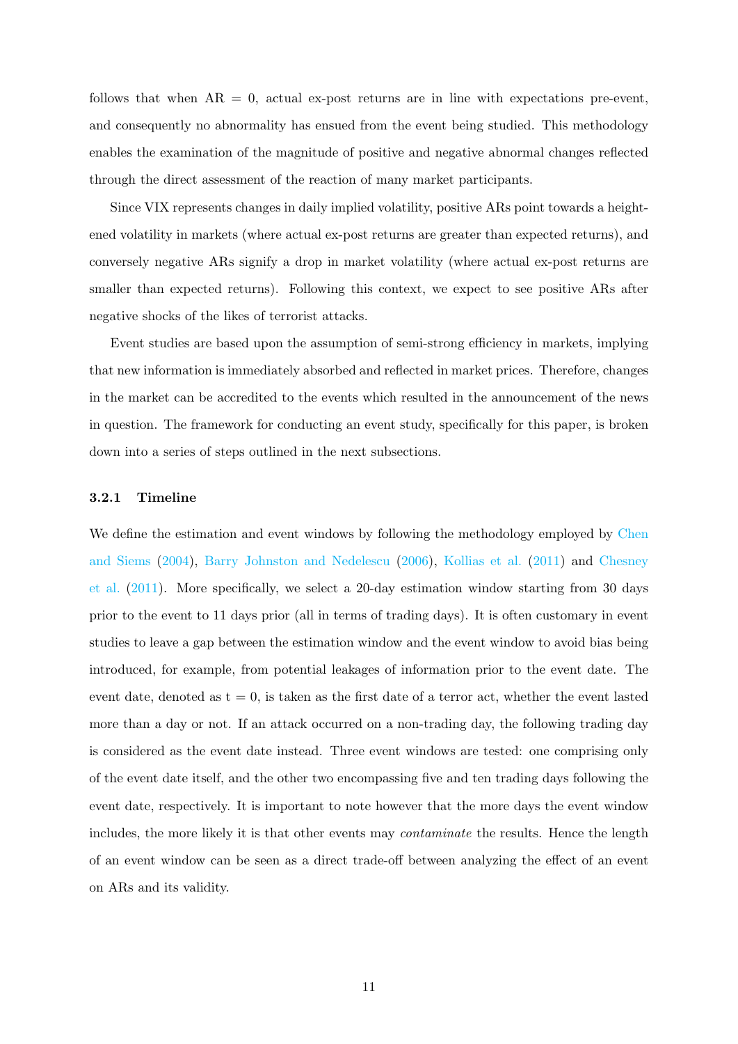follows that when AR = 0, actual ex-post returns are in line with expectations pre-event, and consequently no abnormality has ensued from the event being studied. This methodology enables the examination of the magnitude of positive and negative abnormal changes reflected through the direct assessment of the reaction of many market participants.

Since VIX represents changes in daily implied volatility, positive ARs point towards a heightened volatility in markets (where actual ex-post returns are greater than expected returns), and conversely negative ARs signify a drop in market volatility (where actual ex-post returns are smaller than expected returns). Following this context, we expect to see positive ARs after negative shocks of the likes of terrorist attacks.

Event studies are based upon the assumption of semi-strong efficiency in markets, implying that new information is immediately absorbed and reflected in market prices. Therefore, changes in the market can be accredited to the events which resulted in the announcement of the news in question. The framework for conducting an event study, specifically for this paper, is broken down into a series of steps outlined in the next subsections.

### 3.2.1 Timeline

We define the estimation and event windows by following the methodology employed by Chen and Siems (2004), Barry Johnston and Nedelescu (2006), Kollias et al. (2011) and Chesney et al. (2011). More specifically, we select a 20-day estimation window starting from 30 days prior to the event to 11 days prior (all in terms of trading days). It is often customary in event studies to leave a gap between the estimation window and the event window to avoid bias being introduced, for example, from potential leakages of information prior to the event date. The event date, denoted as t = 0, is taken as the first date of a terror act, whether the event lasted more than a day or not. If an attack occurred on a non-trading day, the following trading day is considered as the event date instead. Three event windows are tested: one comprising only of the event date itself, and the other two encompassing five and ten trading days following the event date, respectively. It is important to note however that the more days the event window includes, the more likely it is that other events may *contaminate* the results. Hence the length of an event window can be seen as a direct trade-off between analyzing the effect of an event on ARs and its validity.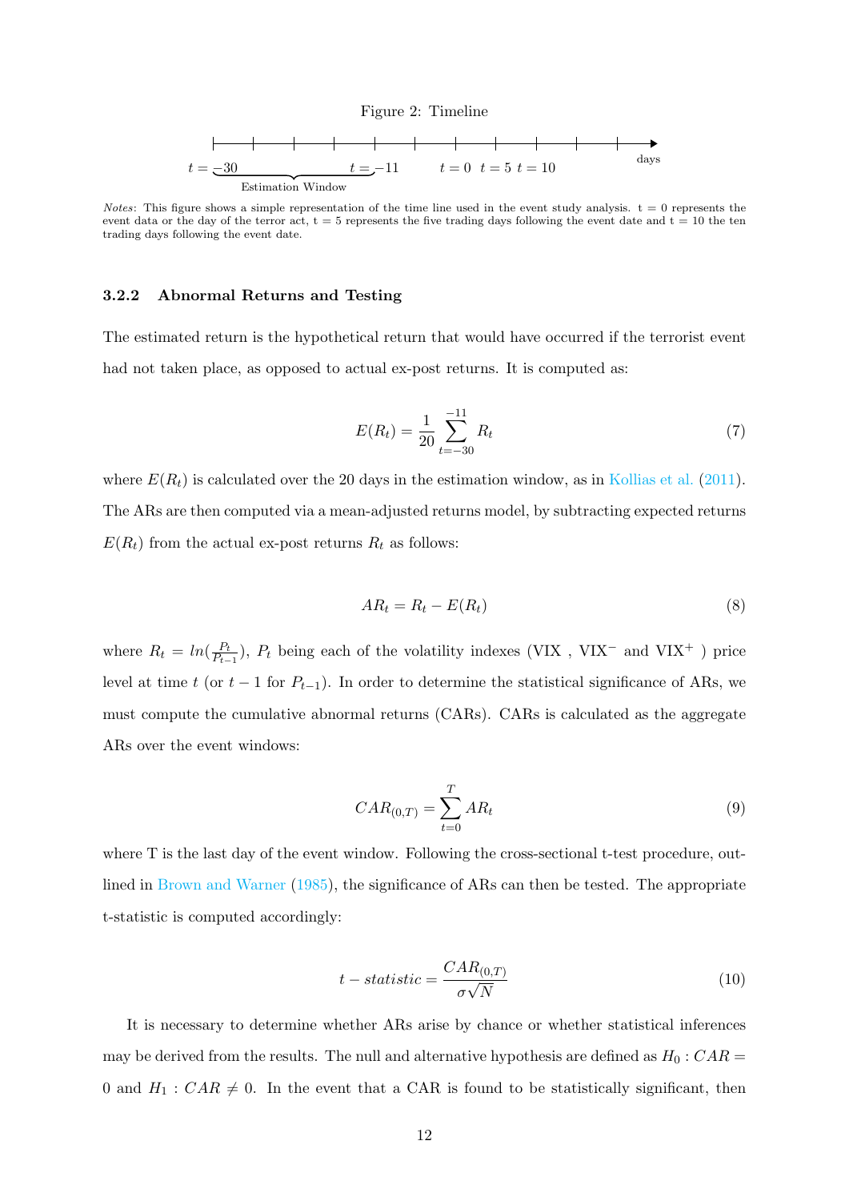Figure 2: Timeline

$t = -30$ ... $t = -11$ (Estimation Window) ... $t = 0$ $t = 5$ $t = 10$ → days

*Notes*: This figure shows a simple representation of the time line used in the event study analysis. t = 0 represents the event data or the day of the terror act, t = 5 represents the five trading days following the event date and t = 10 the ten trading days following the event date.

### 3.2.2 Abnormal Returns and Testing

The estimated return is the hypothetical return that would have occurred if the terrorist event had not taken place, as opposed to actual ex-post returns. It is computed as:

$$E(R_t) = \frac{1}{20} \sum_{t=-30}^{-11} R_t \tag{7}$$

where $E(R_t)$ is calculated over the 20 days in the estimation window, as in Kollias et al. (2011). The ARs are then computed via a mean-adjusted returns model, by subtracting expected returns $E(R_t)$ from the actual ex-post returns $R_t$ as follows:

$$AR_t = R_t - E(R_t) \tag{8}$$

where $R_t = ln(\frac{P_t}{P_{t-1}})$, $P_t$ being each of the volatility indexes (VIX , $VIX^-$ and $VIX^+$ ) price level at time $t$ (or $t-1$ for $P_{t-1}$). In order to determine the statistical significance of ARs, we must compute the cumulative abnormal returns (CARs). CARs is calculated as the aggregate ARs over the event windows:

$$CAR_{(0,T)} = \sum_{t=0}^{T} AR_t \tag{9}$$

where T is the last day of the event window. Following the cross-sectional t-test procedure, outlined in Brown and Warner (1985), the significance of ARs can then be tested. The appropriate t-statistic is computed accordingly:

$$t - statistic = \frac{CAR_{(0,T)}}{\sigma \sqrt{N}} \tag{10}$$

It is necessary to determine whether ARs arise by chance or whether statistical inferences may be derived from the results. The null and alternative hypothesis are defined as $H_0 : CAR = 0$ and $H_1 : CAR \neq 0$. In the event that a CAR is found to be statistically significant, then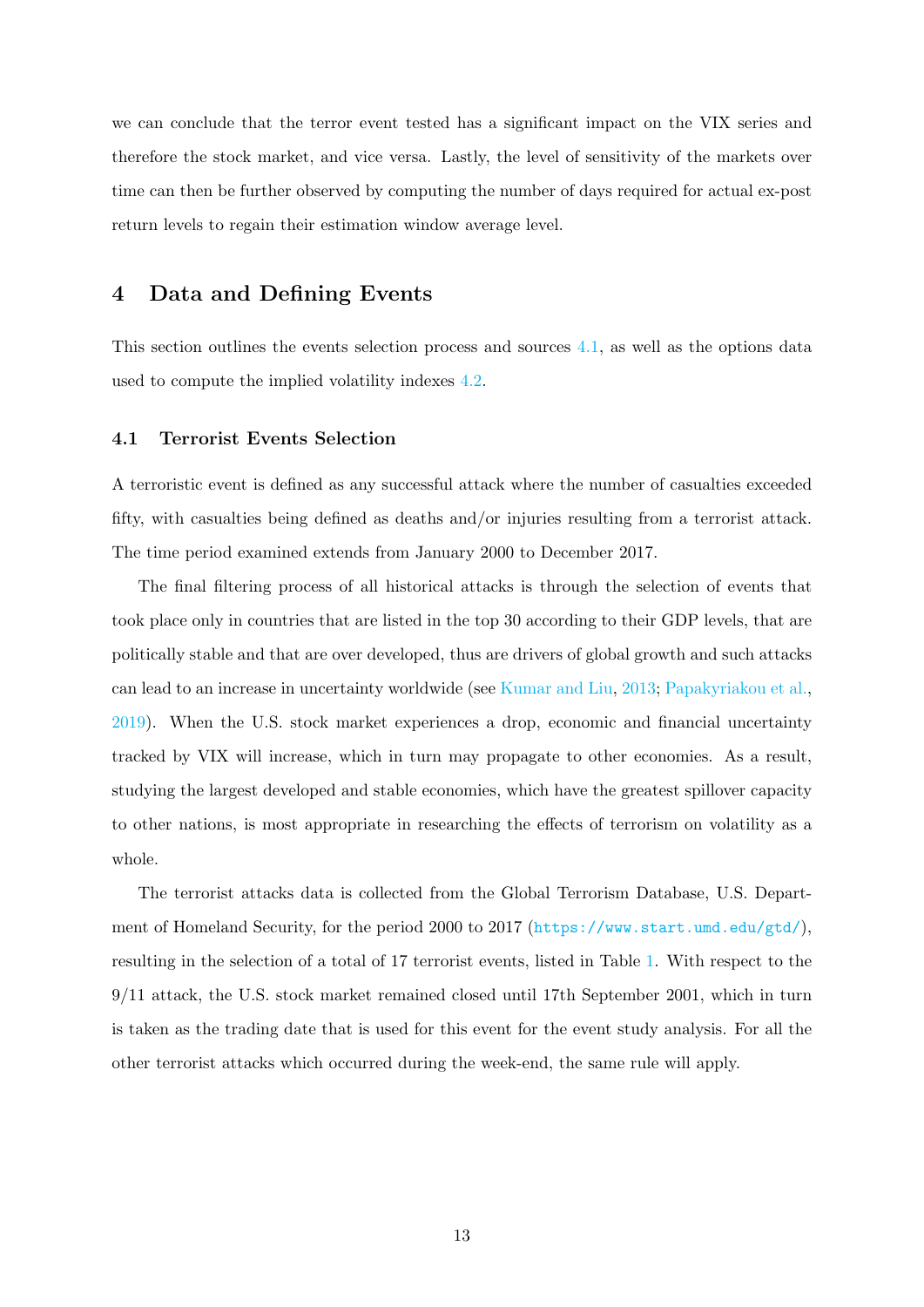we can conclude that the terror event tested has a significant impact on the VIX series and therefore the stock market, and vice versa. Lastly, the level of sensitivity of the markets over time can then be further observed by computing the number of days required for actual ex-post return levels to regain their estimation window average level.

# 4 Data and Defining Events

This section outlines the events selection process and sources 4.1, as well as the options data used to compute the implied volatility indexes 4.2.

## 4.1 Terrorist Events Selection

A terroristic event is defined as any successful attack where the number of casualties exceeded fifty, with casualties being defined as deaths and/or injuries resulting from a terrorist attack. The time period examined extends from January 2000 to December 2017.

The final filtering process of all historical attacks is through the selection of events that took place only in countries that are listed in the top 30 according to their GDP levels, that are politically stable and that are over developed, thus are drivers of global growth and such attacks can lead to an increase in uncertainty worldwide (see Kumar and Liu, 2013; Papakyriakou et al., 2019). When the U.S. stock market experiences a drop, economic and financial uncertainty tracked by VIX will increase, which in turn may propagate to other economies. As a result, studying the largest developed and stable economies, which have the greatest spillover capacity to other nations, is most appropriate in researching the effects of terrorism on volatility as a whole.

The terrorist attacks data is collected from the Global Terrorism Database, U.S. Department of Homeland Security, for the period 2000 to 2017 (https://www.start.umd.edu/gtd/), resulting in the selection of a total of 17 terrorist events, listed in Table 1. With respect to the 9/11 attack, the U.S. stock market remained closed until 17th September 2001, which in turn is taken as the trading date that is used for this event for the event study analysis. For all the other terrorist attacks which occurred during the week-end, the same rule will apply.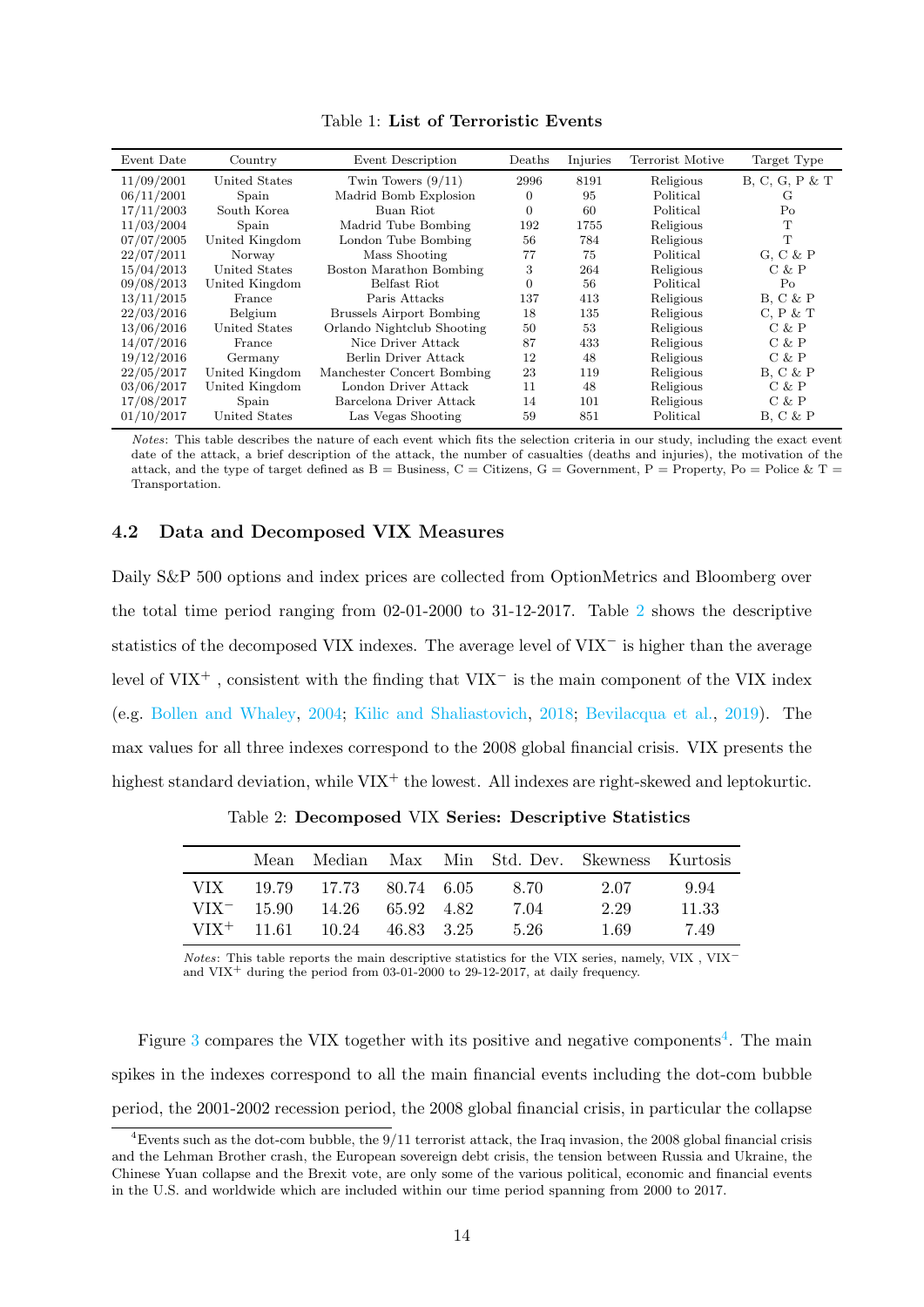Table 1: **List of Terroristic Events**

| Event Date | Country | Event Description | Deaths | Injuries | Terrorist Motive | Target Type |
|---|---|---|---|---|---|---|
| 11/09/2001 | United States | Twin Towers (9/11) | 2996 | 8191 | Religious | B, C, G, P & T |
| 06/11/2001 | Spain | Madrid Bomb Explosion | 0 | 95 | Political | G |
| 17/11/2003 | South Korea | Buan Riot | 0 | 60 | Political | Po |
| 11/03/2004 | Spain | Madrid Tube Bombing | 192 | 1755 | Religious | T |
| 07/07/2005 | United Kingdom | London Tube Bombing | 56 | 784 | Religious | T |
| 22/07/2011 | Norway | Mass Shooting | 77 | 75 | Political | G, C & P |
| 15/04/2013 | United States | Boston Marathon Bombing | 3 | 264 | Religious | C & P |
| 09/08/2013 | United Kingdom | Belfast Riot | 0 | 56 | Political | Po |
| 13/11/2015 | France | Paris Attacks | 137 | 413 | Religious | B, C & P |
| 22/03/2016 | Belgium | Brussels Airport Bombing | 18 | 135 | Religious | C, P & T |
| 13/06/2016 | United States | Orlando Nightclub Shooting | 50 | 53 | Religious | C & P |
| 14/07/2016 | France | Nice Driver Attack | 87 | 433 | Religious | C & P |
| 19/12/2016 | Germany | Berlin Driver Attack | 12 | 48 | Religious | C & P |
| 22/05/2017 | United Kingdom | Manchester Concert Bombing | 23 | 119 | Religious | B, C & P |
| 03/06/2017 | United Kingdom | London Driver Attack | 11 | 48 | Religious | C & P |
| 17/08/2017 | Spain | Barcelona Driver Attack | 14 | 101 | Religious | C & P |
| 01/10/2017 | United States | Las Vegas Shooting | 59 | 851 | Political | B, C & P |

*Notes*: This table describes the nature of each event which fits the selection criteria in our study, including the exact event date of the attack, a brief description of the attack, the number of casualties (deaths and injuries), the motivation of the attack, and the type of target defined as B = Business, C = Citizens, G = Government, P = Property, Po = Police & T = Transportation.

### 4.2 Data and Decomposed VIX Measures

Daily S&P 500 options and index prices are collected from OptionMetrics and Bloomberg over the total time period ranging from 02-01-2000 to 31-12-2017. Table 2 shows the descriptive statistics of the decomposed VIX indexes. The average level of $VIX^-$ is higher than the average level of $VIX^+$ , consistent with the finding that $VIX^-$ is the main component of the VIX index (e.g. Bollen and Whaley, 2004; Kilic and Shaliastovich, 2018; Bevilacqua et al., 2019). The max values for all three indexes correspond to the 2008 global financial crisis. VIX presents the highest standard deviation, while $VIX^+$ the lowest. All indexes are right-skewed and leptokurtic.

Table 2: **Decomposed** VIX **Series: Descriptive Statistics**

| | Mean | Median | Max | Min | Std. Dev. | Skewness | Kurtosis |
|---|---|---|---|---|---|---|---|
| VIX | 19.79 | 17.73 | 80.74 | 6.05 | 8.70 | 2.07 | 9.94 |
| $VIX^-$ | 15.90 | 14.26 | 65.92 | 4.82 | 7.04 | 2.29 | 11.33 |
| $VIX^+$ | 11.61 | 10.24 | 46.83 | 3.25 | 5.26 | 1.69 | 7.49 |

*Notes*: This table reports the main descriptive statistics for the VIX series, namely, VIX , $VIX^-$ and $VIX^+$ during the period from 03-01-2000 to 29-12-2017, at daily frequency.

Figure 3 compares the VIX together with its positive and negative components[4]. The main spikes in the indexes correspond to all the main financial events including the dot-com bubble period, the 2001-2002 recession period, the 2008 global financial crisis, in particular the collapse

[4] Events such as the dot-com bubble, the 9/11 terrorist attack, the Iraq invasion, the 2008 global financial crisis and the Lehman Brother crash, the European sovereign debt crisis, the tension between Russia and Ukraine, the Chinese Yuan collapse and the Brexit vote, are only some of the various political, economic and financial events in the U.S. and worldwide which are included within our time period spanning from 2000 to 2017.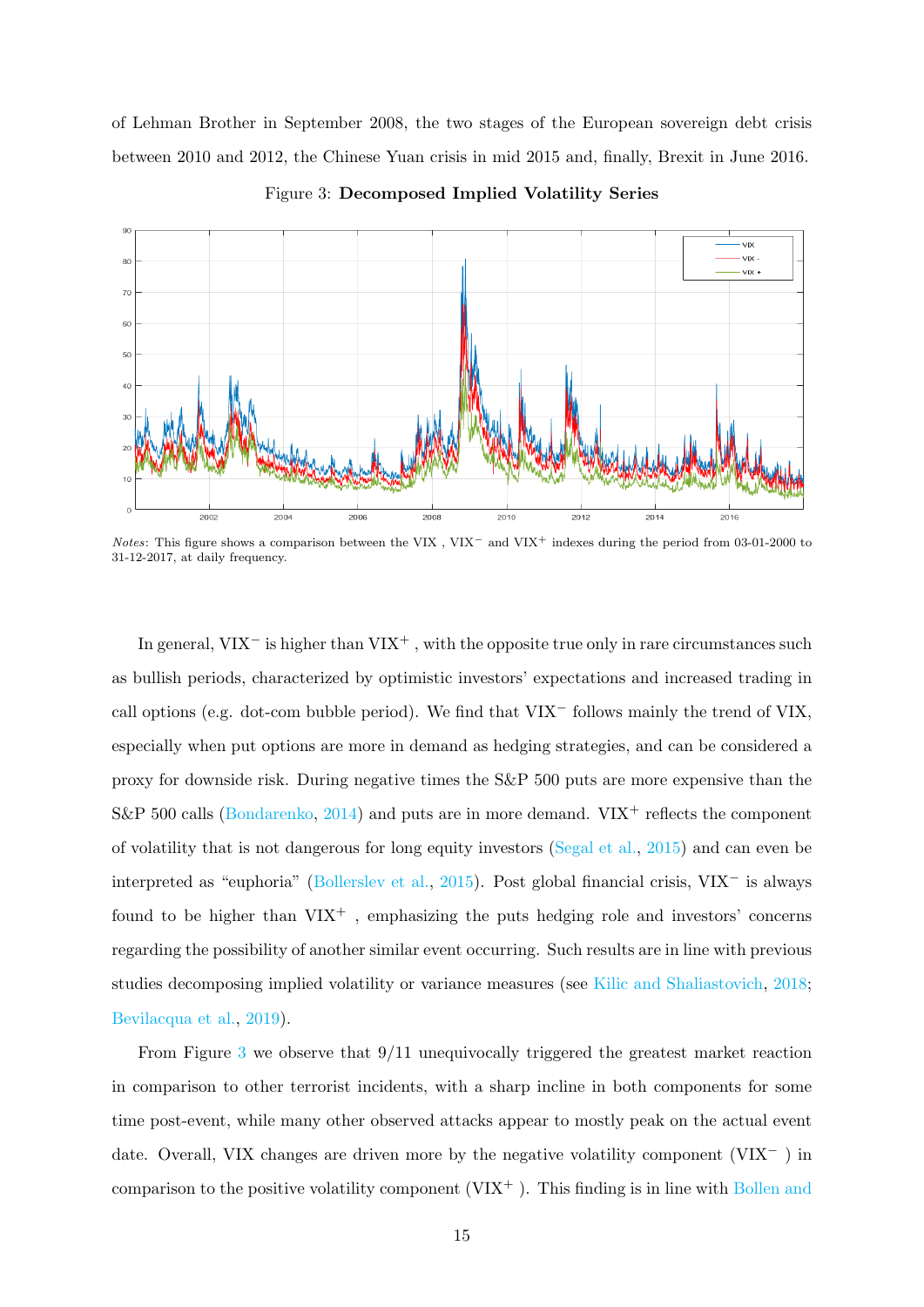of Lehman Brother in September 2008, the two stages of the European sovereign debt crisis between 2010 and 2012, the Chinese Yuan crisis in mid 2015 and, finally, Brexit in June 2016.

Figure 3: **Decomposed Implied Volatility Series**

*Notes*: This figure shows a comparison between the VIX , $VIX^-$ and $VIX^+$ indexes during the period from 03-01-2000 to 31-12-2017, at daily frequency.

In general, $VIX^-$ is higher than $VIX^+$ , with the opposite true only in rare circumstances such as bullish periods, characterized by optimistic investors' expectations and increased trading in call options (e.g. dot-com bubble period). We find that $VIX^-$ follows mainly the trend of VIX, especially when put options are more in demand as hedging strategies, and can be considered a proxy for downside risk. During negative times the S&P 500 puts are more expensive than the S&P 500 calls (Bondarenko, 2014) and puts are in more demand. $VIX^+$ reflects the component of volatility that is not dangerous for long equity investors (Segal et al., 2015) and can even be interpreted as "euphoria" (Bollerslev et al., 2015). Post global financial crisis, $VIX^-$ is always found to be higher than $VIX^+$ , emphasizing the puts hedging role and investors' concerns regarding the possibility of another similar event occurring. Such results are in line with previous studies decomposing implied volatility or variance measures (see Kilic and Shaliastovich, 2018; Bevilacqua et al., 2019).

From Figure 3 we observe that 9/11 unequivocally triggered the greatest market reaction in comparison to other terrorist incidents, with a sharp incline in both components for some time post-event, while many other observed attacks appear to mostly peak on the actual event date. Overall, VIX changes are driven more by the negative volatility component ($VIX^-$ ) in comparison to the positive volatility component ($VIX^+$ ). This finding is in line with Bollen and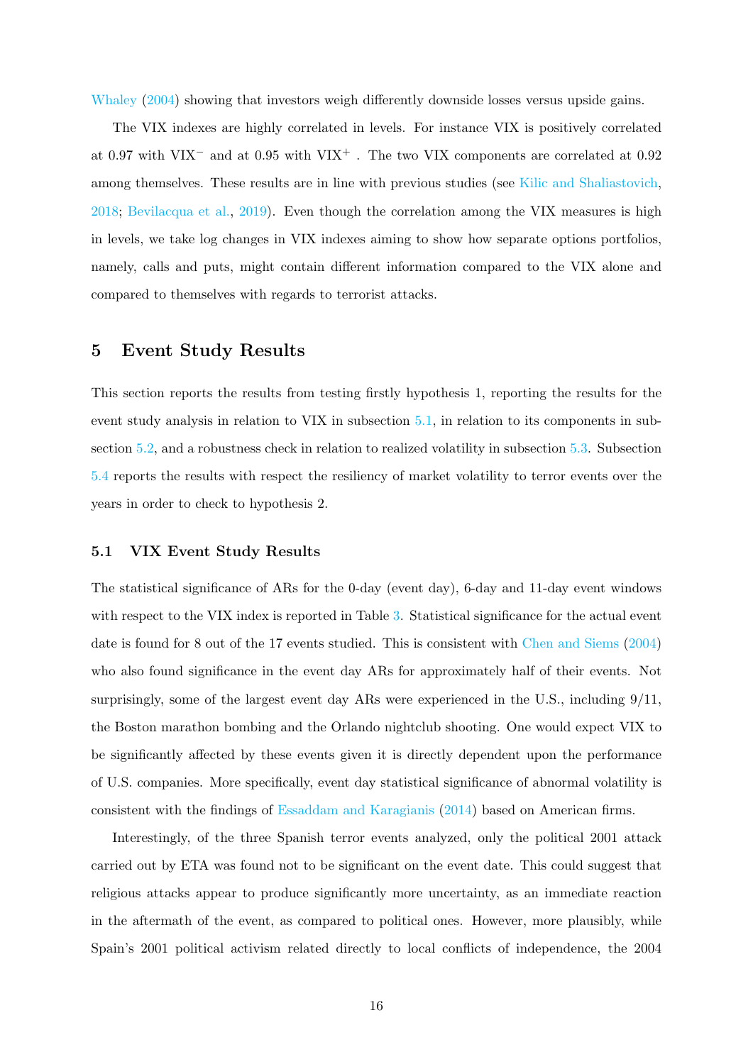Whaley (2004) showing that investors weigh differently downside losses versus upside gains.

The VIX indexes are highly correlated in levels. For instance VIX is positively correlated at 0.97 with $VIX^{-}$ and at 0.95 with $VIX^{+}$ . The two VIX components are correlated at 0.92 among themselves. These results are in line with previous studies (see Kilic and Shaliastovich, 2018; Bevilacqua et al., 2019). Even though the correlation among the VIX measures is high in levels, we take log changes in VIX indexes aiming to show how separate options portfolios, namely, calls and puts, might contain different information compared to the VIX alone and compared to themselves with regards to terrorist attacks.

# 5 Event Study Results

This section reports the results from testing firstly hypothesis 1, reporting the results for the event study analysis in relation to VIX in subsection 5.1, in relation to its components in subsection 5.2, and a robustness check in relation to realized volatility in subsection 5.3. Subsection 5.4 reports the results with respect the resiliency of market volatility to terror events over the years in order to check to hypothesis 2.

## 5.1 VIX Event Study Results

The statistical significance of ARs for the 0-day (event day), 6-day and 11-day event windows with respect to the VIX index is reported in Table 3. Statistical significance for the actual event date is found for 8 out of the 17 events studied. This is consistent with Chen and Siems (2004) who also found significance in the event day ARs for approximately half of their events. Not surprisingly, some of the largest event day ARs were experienced in the U.S., including 9/11, the Boston marathon bombing and the Orlando nightclub shooting. One would expect VIX to be significantly affected by these events given it is directly dependent upon the performance of U.S. companies. More specifically, event day statistical significance of abnormal volatility is consistent with the findings of Essaddam and Karagianis (2014) based on American firms.

Interestingly, of the three Spanish terror events analyzed, only the political 2001 attack carried out by ETA was found not to be significant on the event date. This could suggest that religious attacks appear to produce significantly more uncertainty, as an immediate reaction in the aftermath of the event, as compared to political ones. However, more plausibly, while Spain's 2001 political activism related directly to local conflicts of independence, the 2004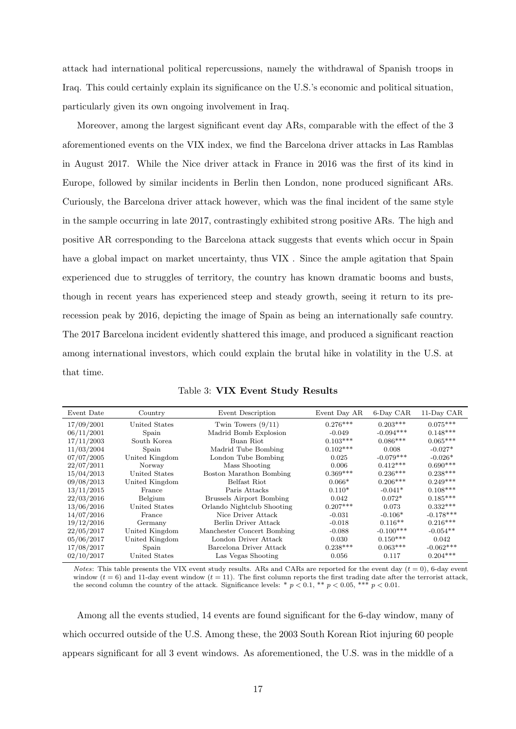attack had international political repercussions, namely the withdrawal of Spanish troops in Iraq. This could certainly explain its significance on the U.S.'s economic and political situation, particularly given its own ongoing involvement in Iraq.

Moreover, among the largest significant event day ARs, comparable with the effect of the 3 aforementioned events on the VIX index, we find the Barcelona driver attacks in Las Ramblas in August 2017. While the Nice driver attack in France in 2016 was the first of its kind in Europe, followed by similar incidents in Berlin then London, none produced significant ARs. Curiously, the Barcelona driver attack however, which was the final incident of the same style in the sample occurring in late 2017, contrastingly exhibited strong positive ARs. The high and positive AR corresponding to the Barcelona attack suggests that events which occur in Spain have a global impact on market uncertainty, thus VIX . Since the ample agitation that Spain experienced due to struggles of territory, the country has known dramatic booms and busts, though in recent years has experienced steep and steady growth, seeing it return to its pre-recession peak by 2016, depicting the image of Spain as being an internationally safe country. The 2017 Barcelona incident evidently shattered this image, and produced a significant reaction among international investors, which could explain the brutal hike in volatility in the U.S. at that time.

Table 3: **VIX Event Study Results**

| Event Date | Country | Event Description | Event Day AR | 6-Day CAR | 11-Day CAR |
|---|---|---|---|---|---|
| 17/09/2001 | United States | Twin Towers (9/11) | 0.276*** | 0.203*** | 0.075*** |
| 06/11/2001 | Spain | Madrid Bomb Explosion | -0.049 | -0.094*** | 0.148*** |
| 17/11/2003 | South Korea | Buan Riot | 0.103*** | 0.086*** | 0.065*** |
| 11/03/2004 | Spain | Madrid Tube Bombing | 0.102*** | 0.008 | -0.027* |
| 07/07/2005 | United Kingdom | London Tube Bombing | 0.025 | -0.079*** | -0.026* |
| 22/07/2011 | Norway | Mass Shooting | 0.006 | 0.412*** | 0.690*** |
| 15/04/2013 | United States | Boston Marathon Bombing | 0.369*** | 0.236*** | 0.238*** |
| 09/08/2013 | United Kingdom | Belfast Riot | 0.066* | 0.206*** | 0.249*** |
| 13/11/2015 | France | Paris Attacks | 0.110* | -0.041* | 0.108*** |
| 22/03/2016 | Belgium | Brussels Airport Bombing | 0.042 | 0.072* | 0.185*** |
| 13/06/2016 | United States | Orlando Nightclub Shooting | 0.207*** | 0.073 | 0.332*** |
| 14/07/2016 | France | Nice Driver Attack | -0.031 | -0.106* | -0.178*** |
| 19/12/2016 | Germany | Berlin Driver Attack | -0.018 | 0.116** | 0.216*** |
| 22/05/2017 | United Kingdom | Manchester Concert Bombing | -0.088 | -0.100*** | -0.054** |
| 05/06/2017 | United Kingdom | London Driver Attack | 0.030 | 0.150*** | 0.042 |
| 17/08/2017 | Spain | Barcelona Driver Attack | 0.238*** | 0.063*** | -0.062*** |
| 02/10/2017 | United States | Las Vegas Shooting | 0.056 | 0.117 | 0.204*** |

*Notes*: This table presents the VIX event study results. ARs and CARs are reported for the event day ($t = 0$), 6-day event window ($t = 6$) and 11-day event window ($t = 11$). The first column reports the first trading date after the terrorist attack, the second column the country of the attack. Significance levels: * $p < 0.1$, ** $p < 0.05$, *** $p < 0.01$.

Among all the events studied, 14 events are found significant for the 6-day window, many of which occurred outside of the U.S. Among these, the 2003 South Korean Riot injuring 60 people appears significant for all 3 event windows. As aforementioned, the U.S. was in the middle of a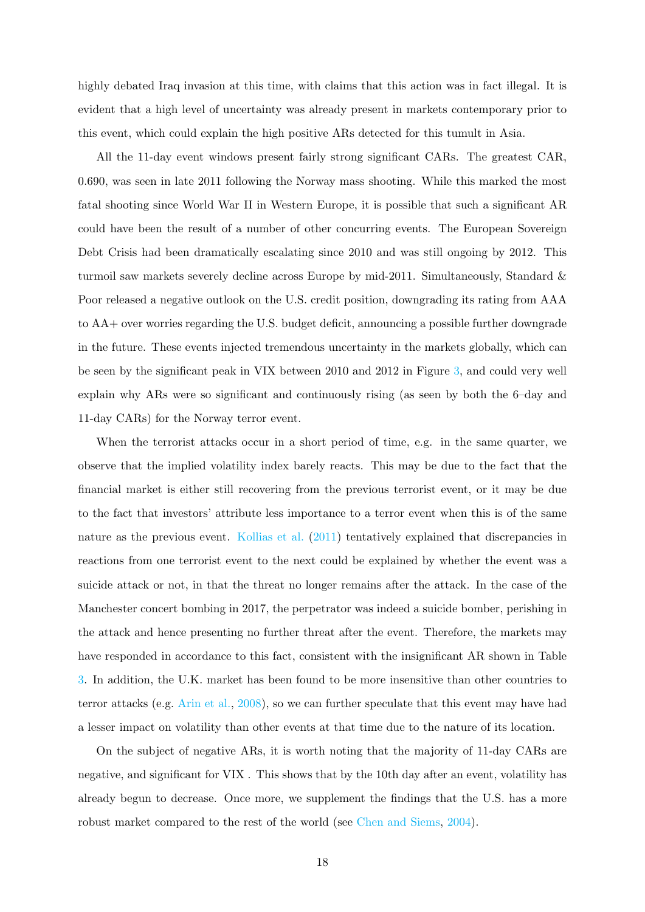highly debated Iraq invasion at this time, with claims that this action was in fact illegal. It is evident that a high level of uncertainty was already present in markets contemporary prior to this event, which could explain the high positive ARs detected for this tumult in Asia.

All the 11-day event windows present fairly strong significant CARs. The greatest CAR, 0.690, was seen in late 2011 following the Norway mass shooting. While this marked the most fatal shooting since World War II in Western Europe, it is possible that such a significant AR could have been the result of a number of other concurring events. The European Sovereign Debt Crisis had been dramatically escalating since 2010 and was still ongoing by 2012. This turmoil saw markets severely decline across Europe by mid-2011. Simultaneously, Standard & Poor released a negative outlook on the U.S. credit position, downgrading its rating from AAA to AA+ over worries regarding the U.S. budget deficit, announcing a possible further downgrade in the future. These events injected tremendous uncertainty in the markets globally, which can be seen by the significant peak in VIX between 2010 and 2012 in Figure 3, and could very well explain why ARs were so significant and continuously rising (as seen by both the 6–day and 11-day CARs) for the Norway terror event.

When the terrorist attacks occur in a short period of time, e.g. in the same quarter, we observe that the implied volatility index barely reacts. This may be due to the fact that the financial market is either still recovering from the previous terrorist event, or it may be due to the fact that investors' attribute less importance to a terror event when this is of the same nature as the previous event. Kollias et al. (2011) tentatively explained that discrepancies in reactions from one terrorist event to the next could be explained by whether the event was a suicide attack or not, in that the threat no longer remains after the attack. In the case of the Manchester concert bombing in 2017, the perpetrator was indeed a suicide bomber, perishing in the attack and hence presenting no further threat after the event. Therefore, the markets may have responded in accordance to this fact, consistent with the insignificant AR shown in Table 3. In addition, the U.K. market has been found to be more insensitive than other countries to terror attacks (e.g. Arin et al., 2008), so we can further speculate that this event may have had a lesser impact on volatility than other events at that time due to the nature of its location.

On the subject of negative ARs, it is worth noting that the majority of 11-day CARs are negative, and significant for VIX . This shows that by the 10th day after an event, volatility has already begun to decrease. Once more, we supplement the findings that the U.S. has a more robust market compared to the rest of the world (see Chen and Siems, 2004).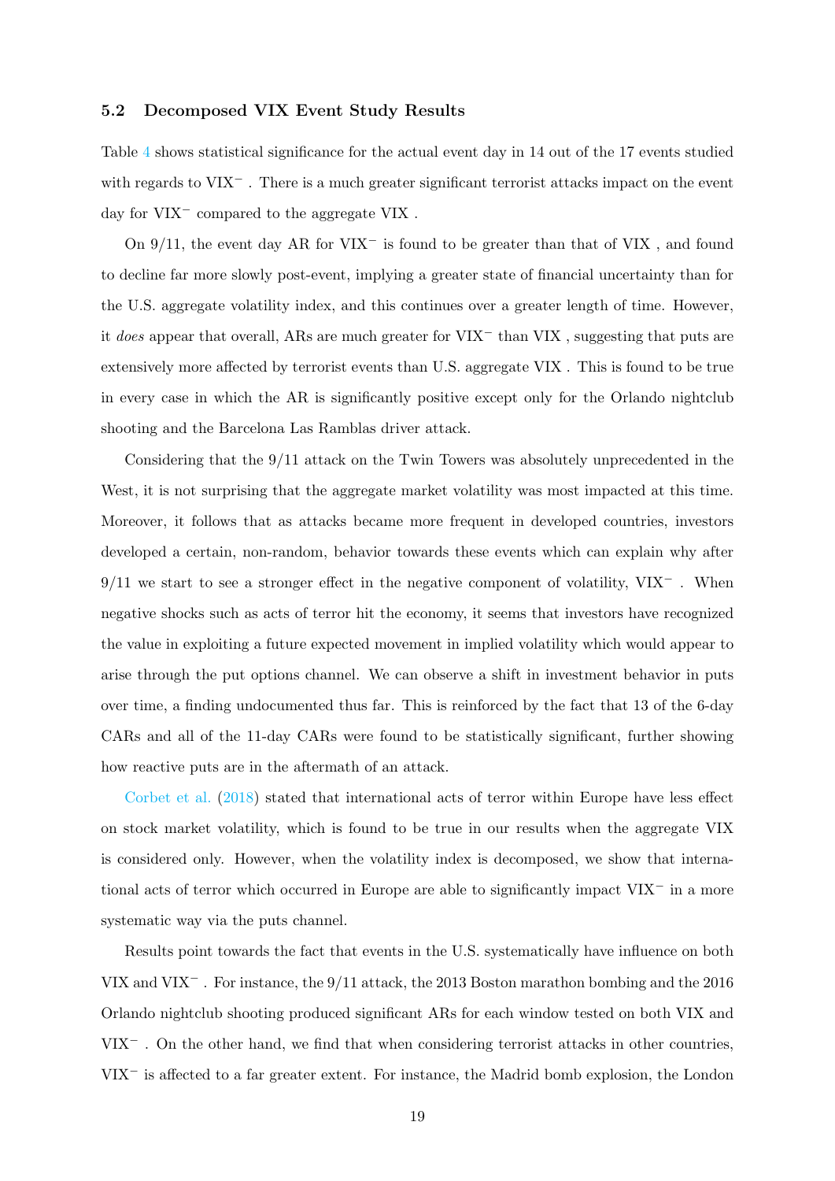### 5.2 Decomposed VIX Event Study Results

Table 4 shows statistical significance for the actual event day in 14 out of the 17 events studied with regards to $VIX^{-}$. There is a much greater significant terrorist attacks impact on the event day for $VIX^{-}$ compared to the aggregate VIX.

On 9/11, the event day AR for $VIX^{-}$ is found to be greater than that of VIX, and found to decline far more slowly post-event, implying a greater state of financial uncertainty than for the U.S. aggregate volatility index, and this continues over a greater length of time. However, it *does* appear that overall, ARs are much greater for $VIX^{-}$ than VIX, suggesting that puts are extensively more affected by terrorist events than U.S. aggregate VIX. This is found to be true in every case in which the AR is significantly positive except only for the Orlando nightclub shooting and the Barcelona Las Ramblas driver attack.

Considering that the 9/11 attack on the Twin Towers was absolutely unprecedented in the West, it is not surprising that the aggregate market volatility was most impacted at this time. Moreover, it follows that as attacks became more frequent in developed countries, investors developed a certain, non-random, behavior towards these events which can explain why after 9/11 we start to see a stronger effect in the negative component of volatility, $VIX^{-}$. When negative shocks such as acts of terror hit the economy, it seems that investors have recognized the value in exploiting a future expected movement in implied volatility which would appear to arise through the put options channel. We can observe a shift in investment behavior in puts over time, a finding undocumented thus far. This is reinforced by the fact that 13 of the 6-day CARs and all of the 11-day CARs were found to be statistically significant, further showing how reactive puts are in the aftermath of an attack.

Corbet et al. (2018) stated that international acts of terror within Europe have less effect on stock market volatility, which is found to be true in our results when the aggregate VIX is considered only. However, when the volatility index is decomposed, we show that international acts of terror which occurred in Europe are able to significantly impact $VIX^{-}$ in a more systematic way via the puts channel.

Results point towards the fact that events in the U.S. systematically have influence on both VIX and $VIX^{-}$. For instance, the 9/11 attack, the 2013 Boston marathon bombing and the 2016 Orlando nightclub shooting produced significant ARs for each window tested on both VIX and $VIX^{-}$. On the other hand, we find that when considering terrorist attacks in other countries, $VIX^{-}$ is affected to a far greater extent. For instance, the Madrid bomb explosion, the London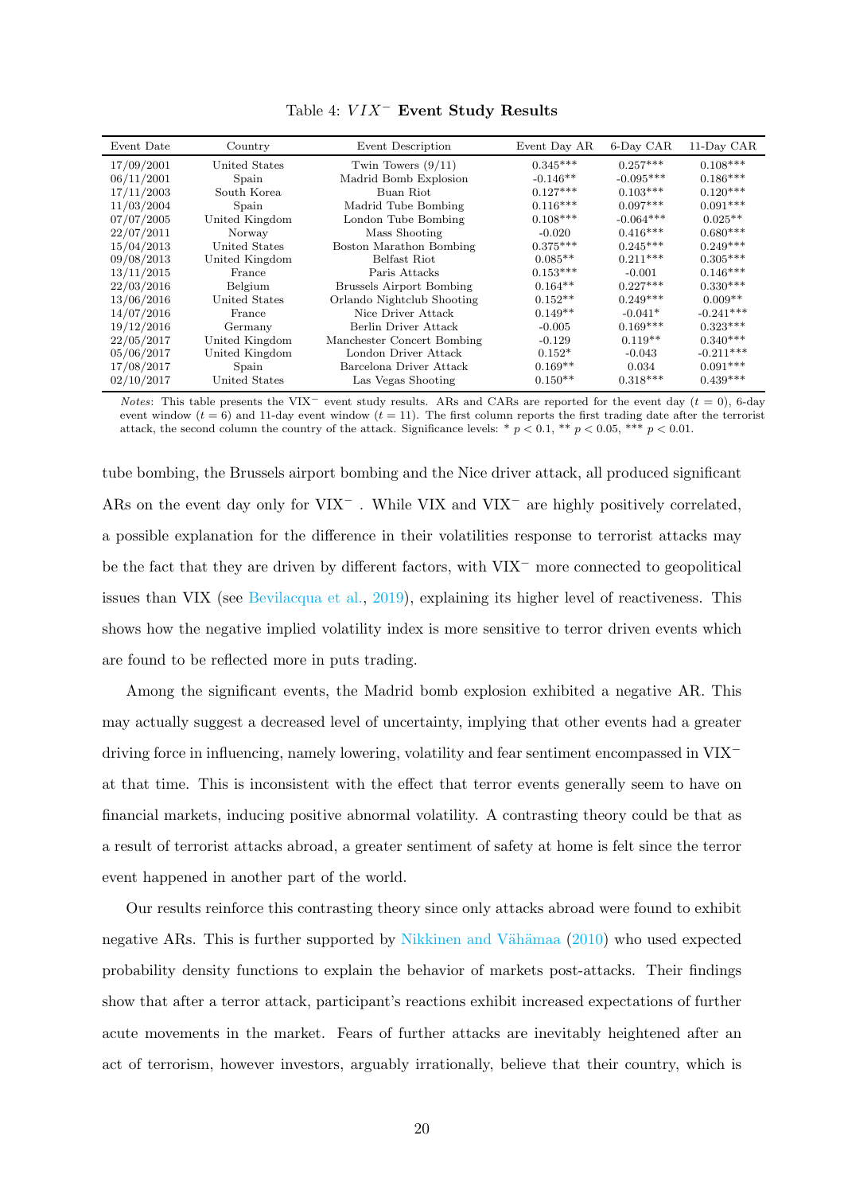Table 4: $VIX^-$ **Event Study Results**

| Event Date | Country | Event Description | Event Day AR | 6-Day CAR | 11-Day CAR |
|---|---|---|---|---|---|
| 17/09/2001 | United States | Twin Towers (9/11) | 0.345*** | 0.257*** | 0.108*** |
| 06/11/2001 | Spain | Madrid Bomb Explosion | -0.146** | -0.095*** | 0.186*** |
| 17/11/2003 | South Korea | Buan Riot | 0.127*** | 0.103*** | 0.120*** |
| 11/03/2004 | Spain | Madrid Tube Bombing | 0.116*** | 0.097*** | 0.091*** |
| 07/07/2005 | United Kingdom | London Tube Bombing | 0.108*** | -0.064*** | 0.025** |
| 22/07/2011 | Norway | Mass Shooting | -0.020 | 0.416*** | 0.680*** |
| 15/04/2013 | United States | Boston Marathon Bombing | 0.375*** | 0.245*** | 0.249*** |
| 09/08/2013 | United Kingdom | Belfast Riot | 0.085** | 0.211*** | 0.305*** |
| 13/11/2015 | France | Paris Attacks | 0.153*** | -0.001 | 0.146*** |
| 22/03/2016 | Belgium | Brussels Airport Bombing | 0.164** | 0.227*** | 0.330*** |
| 13/06/2016 | United States | Orlando Nightclub Shooting | 0.152** | 0.249*** | 0.009** |
| 14/07/2016 | France | Nice Driver Attack | 0.149** | -0.041* | -0.241*** |
| 19/12/2016 | Germany | Berlin Driver Attack | -0.005 | 0.169*** | 0.323*** |
| 22/05/2017 | United Kingdom | Manchester Concert Bombing | -0.129 | 0.119** | 0.340*** |
| 05/06/2017 | United Kingdom | London Driver Attack | 0.152* | -0.043 | -0.211*** |
| 17/08/2017 | Spain | Barcelona Driver Attack | 0.169** | 0.034 | 0.091*** |
| 02/10/2017 | United States | Las Vegas Shooting | 0.150** | 0.318*** | 0.439*** |

*Notes*: This table presents the VIX$^-$ event study results. ARs and CARs are reported for the event day ($t = 0$), 6-day event window ($t = 6$) and 11-day event window ($t = 11$). The first column reports the first trading date after the terrorist attack, the second column the country of the attack. Significance levels: * $p < 0.1$, ** $p < 0.05$, *** $p < 0.01$.

tube bombing, the Brussels airport bombing and the Nice driver attack, all produced significant ARs on the event day only for VIX$^-$ . While VIX and VIX$^-$ are highly positively correlated, a possible explanation for the difference in their volatilities response to terrorist attacks may be the fact that they are driven by different factors, with VIX$^-$ more connected to geopolitical issues than VIX (see Bevilacqua et al., 2019), explaining its higher level of reactiveness. This shows how the negative implied volatility index is more sensitive to terror driven events which are found to be reflected more in puts trading.

Among the significant events, the Madrid bomb explosion exhibited a negative AR. This may actually suggest a decreased level of uncertainty, implying that other events had a greater driving force in influencing, namely lowering, volatility and fear sentiment encompassed in VIX$^-$ at that time. This is inconsistent with the effect that terror events generally seem to have on financial markets, inducing positive abnormal volatility. A contrasting theory could be that as a result of terrorist attacks abroad, a greater sentiment of safety at home is felt since the terror event happened in another part of the world.

Our results reinforce this contrasting theory since only attacks abroad were found to exhibit negative ARs. This is further supported by Nikkinen and Vähämaa (2010) who used expected probability density functions to explain the behavior of markets post-attacks. Their findings show that after a terror attack, participant's reactions exhibit increased expectations of further acute movements in the market. Fears of further attacks are inevitably heightened after an act of terrorism, however investors, arguably irrationally, believe that their country, which is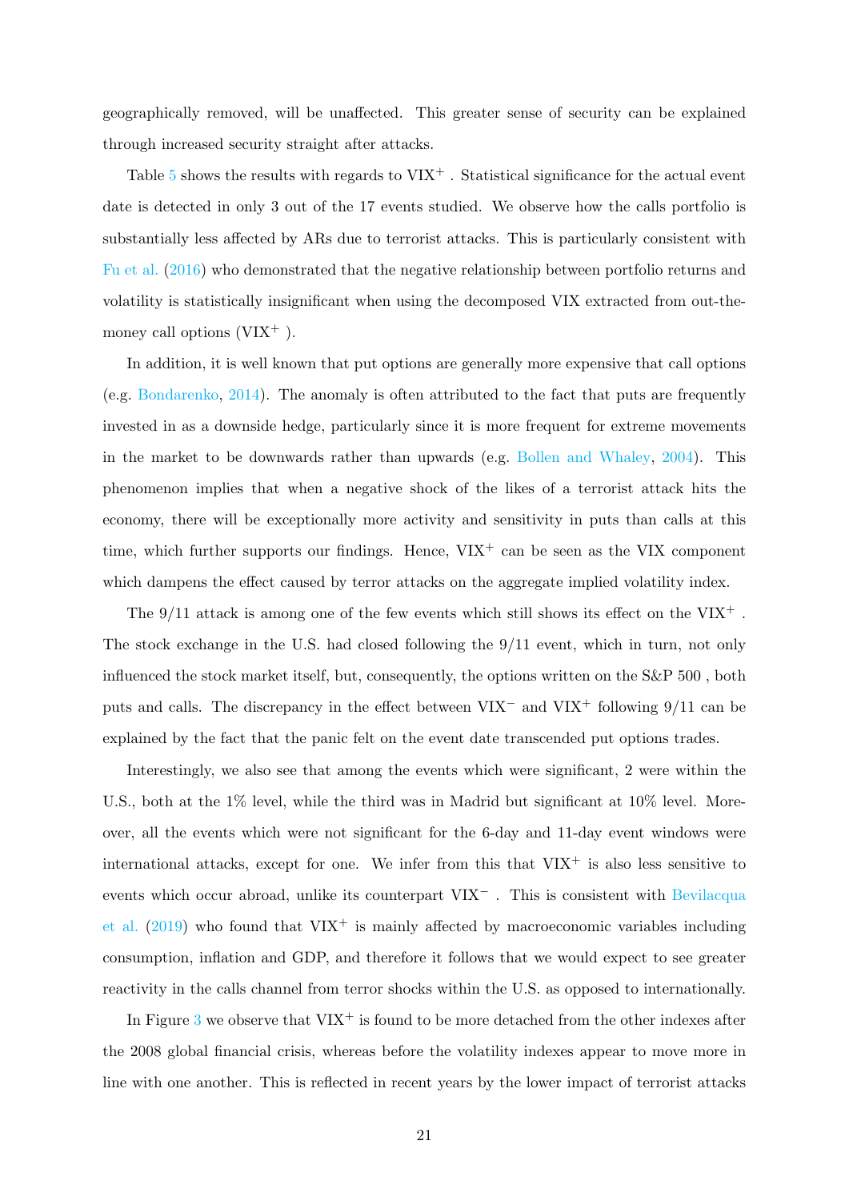geographically removed, will be unaffected. This greater sense of security can be explained through increased security straight after attacks.

Table 5 shows the results with regards to $VIX^+$ . Statistical significance for the actual event date is detected in only 3 out of the 17 events studied. We observe how the calls portfolio is substantially less affected by ARs due to terrorist attacks. This is particularly consistent with Fu et al. (2016) who demonstrated that the negative relationship between portfolio returns and volatility is statistically insignificant when using the decomposed VIX extracted from out-the-money call options ($VIX^+$ ).

In addition, it is well known that put options are generally more expensive that call options (e.g. Bondarenko, 2014). The anomaly is often attributed to the fact that puts are frequently invested in as a downside hedge, particularly since it is more frequent for extreme movements in the market to be downwards rather than upwards (e.g. Bollen and Whaley, 2004). This phenomenon implies that when a negative shock of the likes of a terrorist attack hits the economy, there will be exceptionally more activity and sensitivity in puts than calls at this time, which further supports our findings. Hence, $VIX^+$ can be seen as the VIX component which dampens the effect caused by terror attacks on the aggregate implied volatility index.

The 9/11 attack is among one of the few events which still shows its effect on the $VIX^+$ . The stock exchange in the U.S. had closed following the 9/11 event, which in turn, not only influenced the stock market itself, but, consequently, the options written on the S&P 500 , both puts and calls. The discrepancy in the effect between $VIX^-$ and $VIX^+$ following 9/11 can be explained by the fact that the panic felt on the event date transcended put options trades.

Interestingly, we also see that among the events which were significant, 2 were within the U.S., both at the 1% level, while the third was in Madrid but significant at 10% level. Moreover, all the events which were not significant for the 6-day and 11-day event windows were international attacks, except for one. We infer from this that $VIX^+$ is also less sensitive to events which occur abroad, unlike its counterpart $VIX^-$ . This is consistent with Bevilacqua et al. (2019) who found that $VIX^+$ is mainly affected by macroeconomic variables including consumption, inflation and GDP, and therefore it follows that we would expect to see greater reactivity in the calls channel from terror shocks within the U.S. as opposed to internationally.

In Figure 3 we observe that $VIX^+$ is found to be more detached from the other indexes after the 2008 global financial crisis, whereas before the volatility indexes appear to move more in line with one another. This is reflected in recent years by the lower impact of terrorist attacks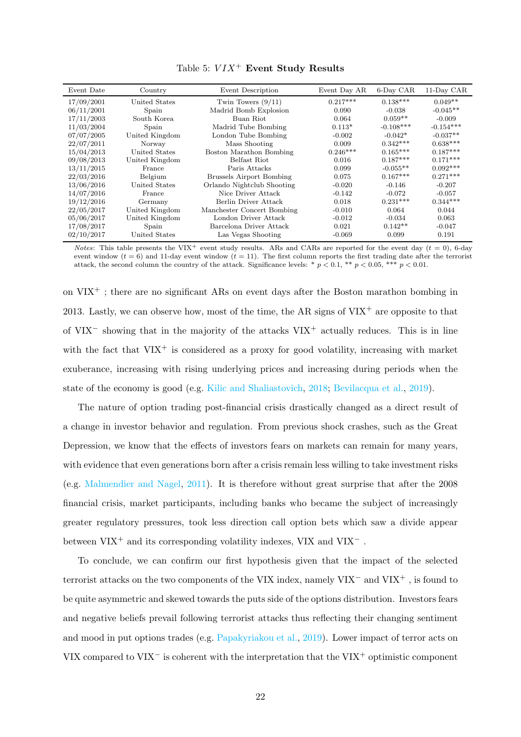Table 5: $VIX^+$ **Event Study Results**

| Event Date | Country | Event Description | Event Day AR | 6-Day CAR | 11-Day CAR |
|---|---|---|---|---|---|
| 17/09/2001 | United States | Twin Towers (9/11) | 0.217*** | 0.138*** | 0.049** |
| 06/11/2001 | Spain | Madrid Bomb Explosion | 0.090 | -0.038 | -0.045** |
| 17/11/2003 | South Korea | Buan Riot | 0.064 | 0.059** | -0.009 |
| 11/03/2004 | Spain | Madrid Tube Bombing | 0.113* | -0.108*** | -0.154*** |
| 07/07/2005 | United Kingdom | London Tube Bombing | -0.002 | -0.042* | -0.037** |
| 22/07/2011 | Norway | Mass Shooting | 0.009 | 0.342*** | 0.638*** |
| 15/04/2013 | United States | Boston Marathon Bombing | 0.246*** | 0.165*** | 0.187*** |
| 09/08/2013 | United Kingdom | Belfast Riot | 0.016 | 0.187*** | 0.171*** |
| 13/11/2015 | France | Paris Attacks | 0.099 | -0.055** | 0.092*** |
| 22/03/2016 | Belgium | Brussels Airport Bombing | 0.075 | 0.167*** | 0.271*** |
| 13/06/2016 | United States | Orlando Nightclub Shooting | -0.020 | -0.146 | -0.207 |
| 14/07/2016 | France | Nice Driver Attack | -0.142 | -0.072 | -0.057 |
| 19/12/2016 | Germany | Berlin Driver Attack | 0.018 | 0.231*** | 0.344*** |
| 22/05/2017 | United Kingdom | Manchester Concert Bombing | -0.010 | 0.064 | 0.044 |
| 05/06/2017 | United Kingdom | London Driver Attack | -0.012 | -0.034 | 0.063 |
| 17/08/2017 | Spain | Barcelona Driver Attack | 0.021 | 0.142** | -0.047 |
| 02/10/2017 | United States | Las Vegas Shooting | -0.069 | 0.099 | 0.191 |

*Notes*: This table presents the VIX$^+$ event study results. ARs and CARs are reported for the event day ($t = 0$), 6-day event window ($t = 6$) and 11-day event window ($t = 11$). The first column reports the first trading date after the terrorist attack, the second column the country of the attack. Significance levels: * $p < 0.1$, ** $p < 0.05$, *** $p < 0.01$.

on VIX$^+$ ; there are no significant ARs on event days after the Boston marathon bombing in 2013. Lastly, we can observe how, most of the time, the AR signs of VIX$^+$ are opposite to that of VIX$^-$ showing that in the majority of the attacks VIX$^+$ actually reduces. This is in line with the fact that VIX$^+$ is considered as a proxy for good volatility, increasing with market exuberance, increasing with rising underlying prices and increasing during periods when the state of the economy is good (e.g. Kilic and Shaliastovich, 2018; Bevilacqua et al., 2019).

The nature of option trading post-financial crisis drastically changed as a direct result of a change in investor behavior and regulation. From previous shock crashes, such as the Great Depression, we know that the effects of investors fears on markets can remain for many years, with evidence that even generations born after a crisis remain less willing to take investment risks (e.g. Malmendier and Nagel, 2011). It is therefore without great surprise that after the 2008 financial crisis, market participants, including banks who became the subject of increasingly greater regulatory pressures, took less direction call option bets which saw a divide appear between VIX$^+$ and its corresponding volatility indexes, VIX and VIX$^-$ .

To conclude, we can confirm our first hypothesis given that the impact of the selected terrorist attacks on the two components of the VIX index, namely VIX$^-$ and VIX$^+$ , is found to be quite asymmetric and skewed towards the puts side of the options distribution. Investors fears and negative beliefs prevail following terrorist attacks thus reflecting their changing sentiment and mood in put options trades (e.g. Papakyriakou et al., 2019). Lower impact of terror acts on VIX compared to VIX$^-$ is coherent with the interpretation that the VIX$^+$ optimistic component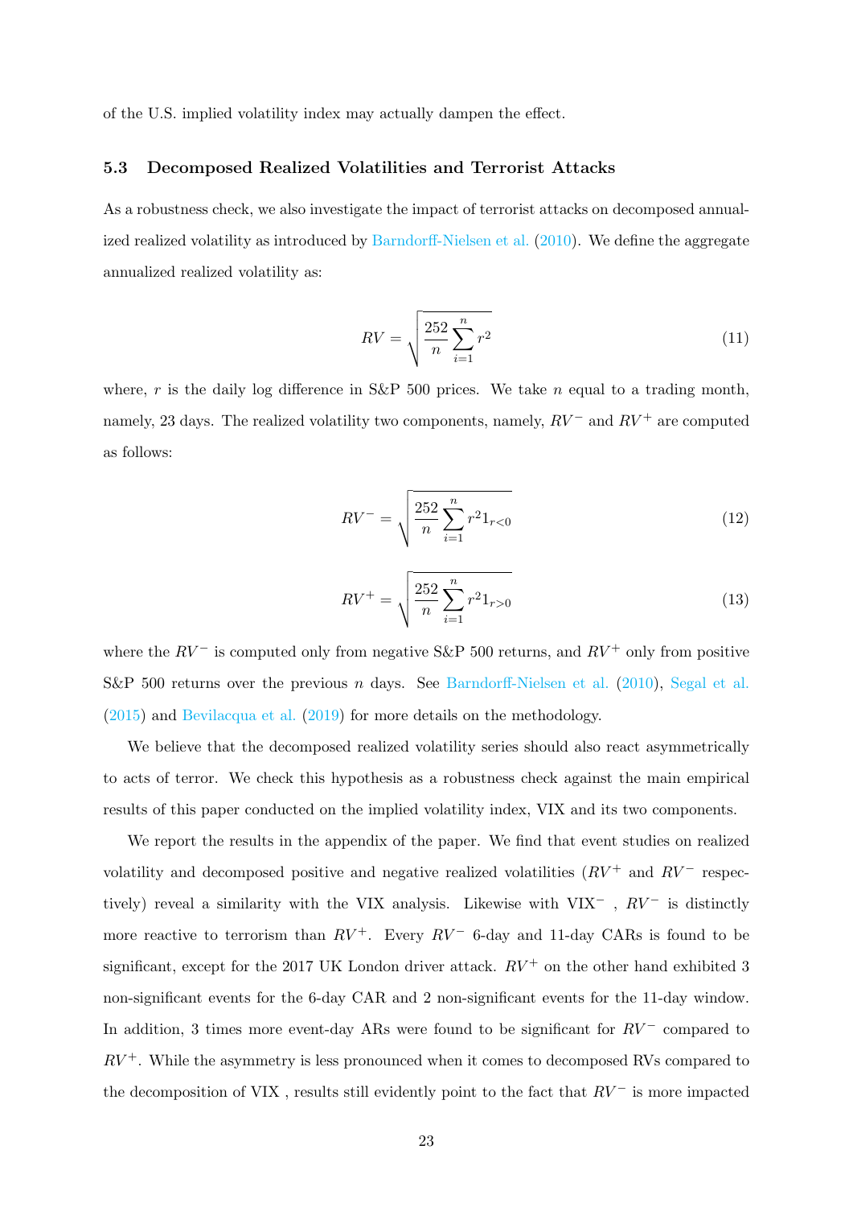of the U.S. implied volatility index may actually dampen the effect.

### 5.3 Decomposed Realized Volatilities and Terrorist Attacks

As a robustness check, we also investigate the impact of terrorist attacks on decomposed annualized realized volatility as introduced by Barndorff-Nielsen et al. (2010). We define the aggregate annualized realized volatility as:

$$RV = \sqrt{\frac{252}{n}\sum_{i=1}^{n} r^2} \tag{11}$$

where, $r$ is the daily log difference in S&P 500 prices. We take $n$ equal to a trading month, namely, 23 days. The realized volatility two components, namely, $RV^-$ and $RV^+$ are computed as follows:

$$RV^- = \sqrt{\frac{252}{n}\sum_{i=1}^{n} r^2 1_{r<0}} \tag{12}$$

$$RV^+ = \sqrt{\frac{252}{n}\sum_{i=1}^{n} r^2 1_{r>0}} \tag{13}$$

where the $RV^-$ is computed only from negative S&P 500 returns, and $RV^+$ only from positive S&P 500 returns over the previous $n$ days. See Barndorff-Nielsen et al. (2010), Segal et al. (2015) and Bevilacqua et al. (2019) for more details on the methodology.

We believe that the decomposed realized volatility series should also react asymmetrically to acts of terror. We check this hypothesis as a robustness check against the main empirical results of this paper conducted on the implied volatility index, VIX and its two components.

We report the results in the appendix of the paper. We find that event studies on realized volatility and decomposed positive and negative realized volatilities ($RV^+$ and $RV^-$ respectively) reveal a similarity with the VIX analysis. Likewise with $\text{VIX}^-$ , $RV^-$ is distinctly more reactive to terrorism than $RV^+$. Every $RV^-$ 6-day and 11-day CARs is found to be significant, except for the 2017 UK London driver attack. $RV^+$ on the other hand exhibited 3 non-significant events for the 6-day CAR and 2 non-significant events for the 11-day window. In addition, 3 times more event-day ARs were found to be significant for $RV^-$ compared to $RV^+$. While the asymmetry is less pronounced when it comes to decomposed RVs compared to the decomposition of VIX , results still evidently point to the fact that $RV^-$ is more impacted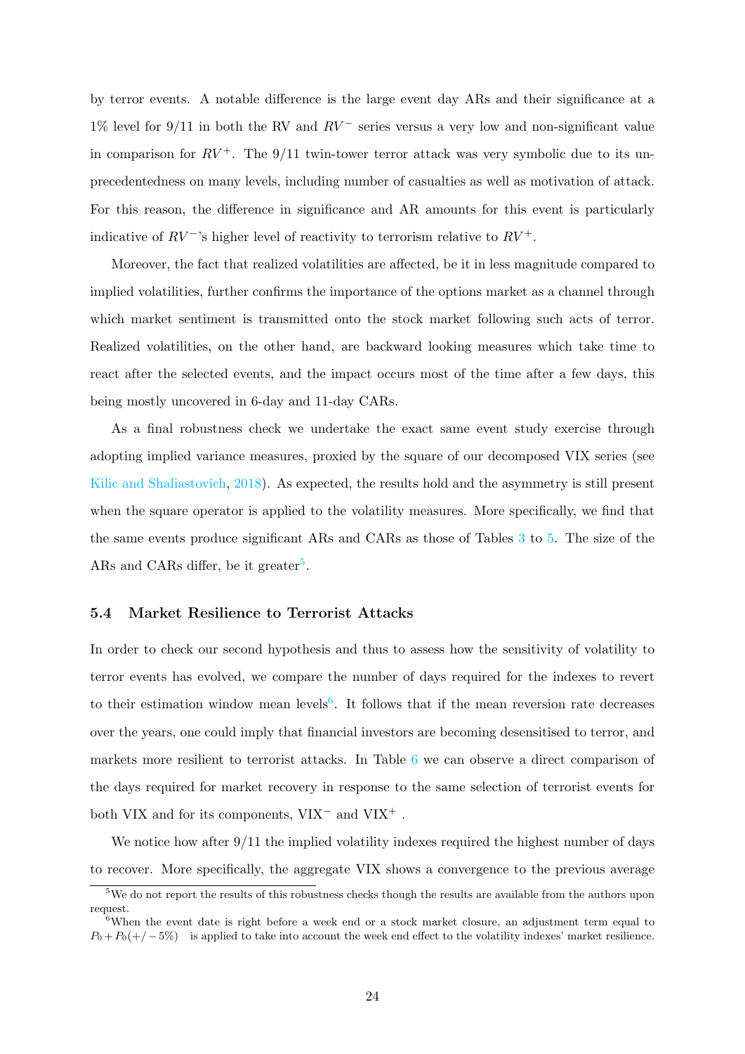by terror events. A notable difference is the large event day ARs and their significance at a 1% level for 9/11 in both the RV and $RV^-$ series versus a very low and non-significant value in comparison for $RV^+$. The 9/11 twin-tower terror attack was very symbolic due to its unprecedentedness on many levels, including number of casualties as well as motivation of attack. For this reason, the difference in significance and AR amounts for this event is particularly indicative of $RV^-$'s higher level of reactivity to terrorism relative to $RV^+$.

Moreover, the fact that realized volatilities are affected, be it in less magnitude compared to implied volatilities, further confirms the importance of the options market as a channel through which market sentiment is transmitted onto the stock market following such acts of terror. Realized volatilities, on the other hand, are backward looking measures which take time to react after the selected events, and the impact occurs most of the time after a few days, this being mostly uncovered in 6-day and 11-day CARs.

As a final robustness check we undertake the exact same event study exercise through adopting implied variance measures, proxied by the square of our decomposed VIX series (see Kilic and Shaliastovich, 2018). As expected, the results hold and the asymmetry is still present when the square operator is applied to the volatility measures. More specifically, we find that the same events produce significant ARs and CARs as those of Tables 3 to 5. The size of the ARs and CARs differ, be it greater[5].

### 5.4 Market Resilience to Terrorist Attacks

In order to check our second hypothesis and thus to assess how the sensitivity of volatility to terror events has evolved, we compare the number of days required for the indexes to revert to their estimation window mean levels[6]. It follows that if the mean reversion rate decreases over the years, one could imply that financial investors are becoming desensitised to terror, and markets more resilient to terrorist attacks. In Table 6 we can observe a direct comparison of the days required for market recovery in response to the same selection of terrorist events for both VIX and for its components, $\text{VIX}^-$ and $\text{VIX}^+$ .

We notice how after 9/11 the implied volatility indexes required the highest number of days to recover. More specifically, the aggregate VIX shows a convergence to the previous average

[5] We do not report the results of this robustness checks though the results are available from the authors upon request.

[6] When the event date is right before a week end or a stock market closure, an adjustment term equal to $P_0 + P_0(+/-5\%)$ is applied to take into account the week end effect to the volatility indexes' market resilience.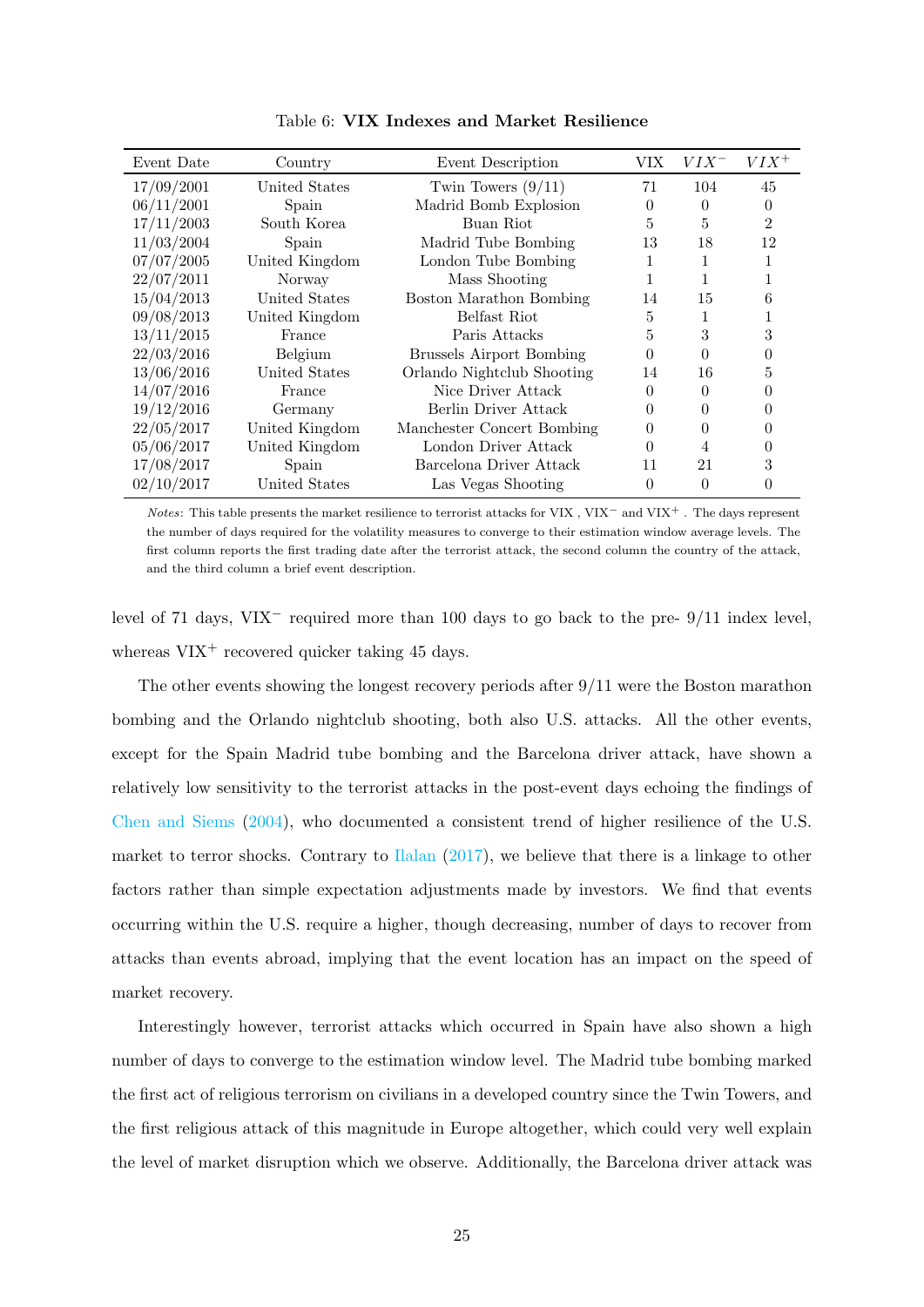Table 6: **VIX Indexes and Market Resilience**

| Event Date | Country | Event Description | VIX | $VIX^{-}$ | $VIX^{+}$ |
|---|---|---|---|---|---|
| 17/09/2001 | United States | Twin Towers (9/11) | 71 | 104 | 45 |
| 06/11/2001 | Spain | Madrid Bomb Explosion | 0 | 0 | 0 |
| 17/11/2003 | South Korea | Buan Riot | 5 | 5 | 2 |
| 11/03/2004 | Spain | Madrid Tube Bombing | 13 | 18 | 12 |
| 07/07/2005 | United Kingdom | London Tube Bombing | 1 | 1 | 1 |
| 22/07/2011 | Norway | Mass Shooting | 1 | 1 | 1 |
| 15/04/2013 | United States | Boston Marathon Bombing | 14 | 15 | 6 |
| 09/08/2013 | United Kingdom | Belfast Riot | 5 | 1 | 1 |
| 13/11/2015 | France | Paris Attacks | 5 | 3 | 3 |
| 22/03/2016 | Belgium | Brussels Airport Bombing | 0 | 0 | 0 |
| 13/06/2016 | United States | Orlando Nightclub Shooting | 14 | 16 | 5 |
| 14/07/2016 | France | Nice Driver Attack | 0 | 0 | 0 |
| 19/12/2016 | Germany | Berlin Driver Attack | 0 | 0 | 0 |
| 22/05/2017 | United Kingdom | Manchester Concert Bombing | 0 | 0 | 0 |
| 05/06/2017 | United Kingdom | London Driver Attack | 0 | 4 | 0 |
| 17/08/2017 | Spain | Barcelona Driver Attack | 11 | 21 | 3 |
| 02/10/2017 | United States | Las Vegas Shooting | 0 | 0 | 0 |

*Notes*: This table presents the market resilience to terrorist attacks for VIX , $VIX^{-}$ and $VIX^{+}$ . The days represent the number of days required for the volatility measures to converge to their estimation window average levels. The first column reports the first trading date after the terrorist attack, the second column the country of the attack, and the third column a brief event description.

level of 71 days, $VIX^{-}$ required more than 100 days to go back to the pre- 9/11 index level, whereas $VIX^{+}$ recovered quicker taking 45 days.

The other events showing the longest recovery periods after 9/11 were the Boston marathon bombing and the Orlando nightclub shooting, both also U.S. attacks. All the other events, except for the Spain Madrid tube bombing and the Barcelona driver attack, have shown a relatively low sensitivity to the terrorist attacks in the post-event days echoing the findings of Chen and Siems (2004), who documented a consistent trend of higher resilience of the U.S. market to terror shocks. Contrary to Ilalan (2017), we believe that there is a linkage to other factors rather than simple expectation adjustments made by investors. We find that events occurring within the U.S. require a higher, though decreasing, number of days to recover from attacks than events abroad, implying that the event location has an impact on the speed of market recovery.

Interestingly however, terrorist attacks which occurred in Spain have also shown a high number of days to converge to the estimation window level. The Madrid tube bombing marked the first act of religious terrorism on civilians in a developed country since the Twin Towers, and the first religious attack of this magnitude in Europe altogether, which could very well explain the level of market disruption which we observe. Additionally, the Barcelona driver attack was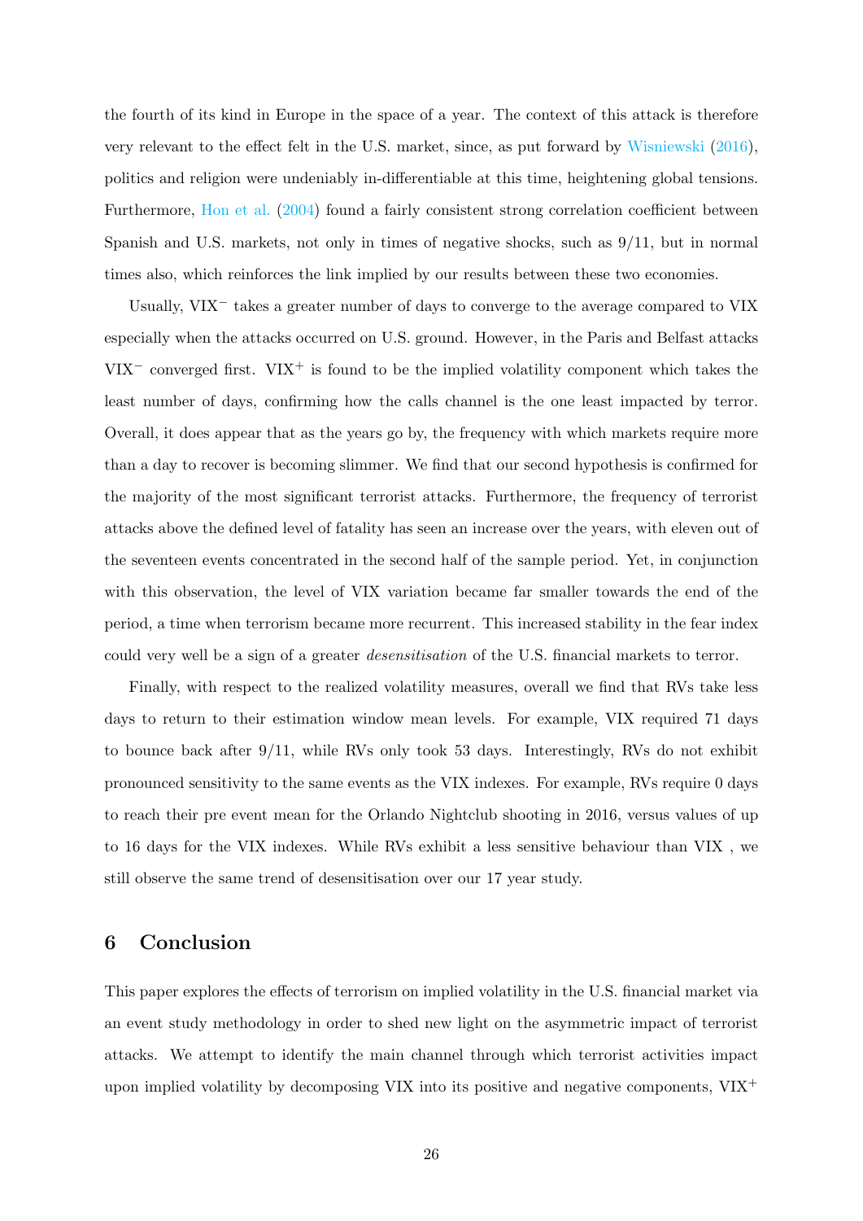the fourth of its kind in Europe in the space of a year. The context of this attack is therefore very relevant to the effect felt in the U.S. market, since, as put forward by Wisniewski (2016), politics and religion were undeniably in-differentiable at this time, heightening global tensions. Furthermore, Hon et al. (2004) found a fairly consistent strong correlation coefficient between Spanish and U.S. markets, not only in times of negative shocks, such as 9/11, but in normal times also, which reinforces the link implied by our results between these two economies.

Usually, $\text{VIX}^{-}$ takes a greater number of days to converge to the average compared to VIX especially when the attacks occurred on U.S. ground. However, in the Paris and Belfast attacks $\text{VIX}^{-}$ converged first. $\text{VIX}^{+}$ is found to be the implied volatility component which takes the least number of days, confirming how the calls channel is the one least impacted by terror. Overall, it does appear that as the years go by, the frequency with which markets require more than a day to recover is becoming slimmer. We find that our second hypothesis is confirmed for the majority of the most significant terrorist attacks. Furthermore, the frequency of terrorist attacks above the defined level of fatality has seen an increase over the years, with eleven out of the seventeen events concentrated in the second half of the sample period. Yet, in conjunction with this observation, the level of VIX variation became far smaller towards the end of the period, a time when terrorism became more recurrent. This increased stability in the fear index could very well be a sign of a greater *desensitisation* of the U.S. financial markets to terror.

Finally, with respect to the realized volatility measures, overall we find that RVs take less days to return to their estimation window mean levels. For example, VIX required 71 days to bounce back after 9/11, while RVs only took 53 days. Interestingly, RVs do not exhibit pronounced sensitivity to the same events as the VIX indexes. For example, RVs require 0 days to reach their pre event mean for the Orlando Nightclub shooting in 2016, versus values of up to 16 days for the VIX indexes. While RVs exhibit a less sensitive behaviour than VIX , we still observe the same trend of desensitisation over our 17 year study.

## 6 Conclusion

This paper explores the effects of terrorism on implied volatility in the U.S. financial market via an event study methodology in order to shed new light on the asymmetric impact of terrorist attacks. We attempt to identify the main channel through which terrorist activities impact upon implied volatility by decomposing VIX into its positive and negative components, $\text{VIX}^{+}$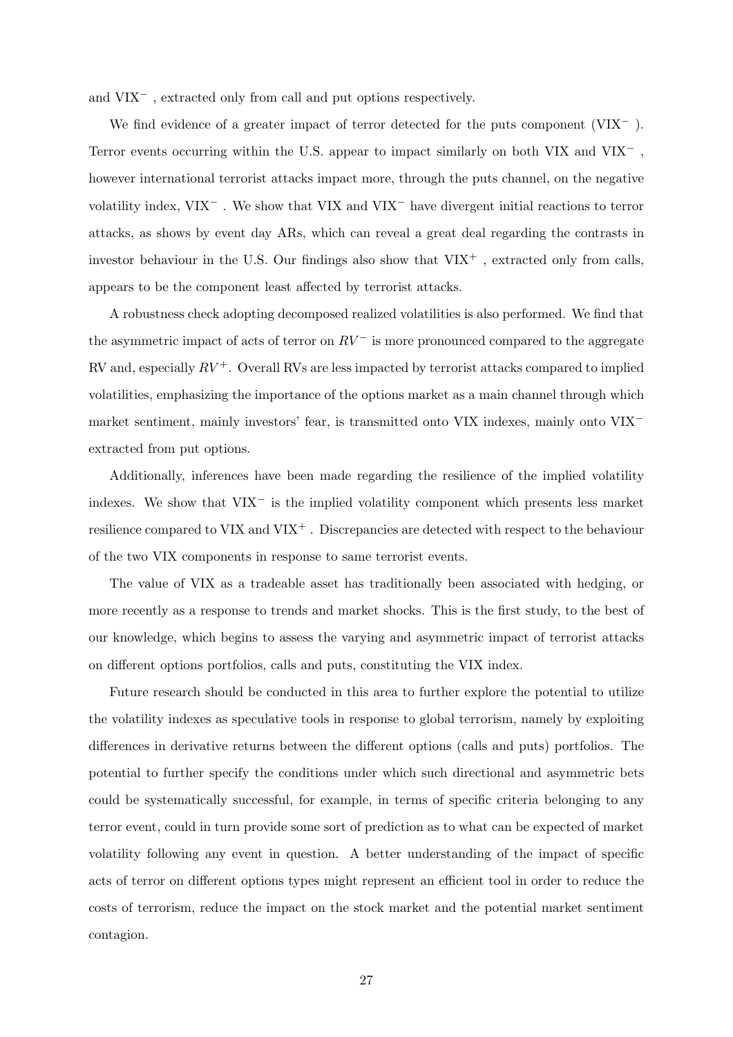and $VIX^-$, extracted only from call and put options respectively.

We find evidence of a greater impact of terror detected for the puts component ($VIX^-$). Terror events occurring within the U.S. appear to impact similarly on both VIX and $VIX^-$, however international terrorist attacks impact more, through the puts channel, on the negative volatility index, $VIX^-$. We show that VIX and $VIX^-$ have divergent initial reactions to terror attacks, as shows by event day ARs, which can reveal a great deal regarding the contrasts in investor behaviour in the U.S. Our findings also show that $VIX^+$, extracted only from calls, appears to be the component least affected by terrorist attacks.

A robustness check adopting decomposed realized volatilities is also performed. We find that the asymmetric impact of acts of terror on $RV^-$ is more pronounced compared to the aggregate RV and, especially $RV^+$. Overall RVs are less impacted by terrorist attacks compared to implied volatilities, emphasizing the importance of the options market as a main channel through which market sentiment, mainly investors' fear, is transmitted onto VIX indexes, mainly onto $VIX^-$ extracted from put options.

Additionally, inferences have been made regarding the resilience of the implied volatility indexes. We show that $VIX^-$ is the implied volatility component which presents less market resilience compared to VIX and $VIX^+$. Discrepancies are detected with respect to the behaviour of the two VIX components in response to same terrorist events.

The value of VIX as a tradeable asset has traditionally been associated with hedging, or more recently as a response to trends and market shocks. This is the first study, to the best of our knowledge, which begins to assess the varying and asymmetric impact of terrorist attacks on different options portfolios, calls and puts, constituting the VIX index.

Future research should be conducted in this area to further explore the potential to utilize the volatility indexes as speculative tools in response to global terrorism, namely by exploiting differences in derivative returns between the different options (calls and puts) portfolios. The potential to further specify the conditions under which such directional and asymmetric bets could be systematically successful, for example, in terms of specific criteria belonging to any terror event, could in turn provide some sort of prediction as to what can be expected of market volatility following any event in question. A better understanding of the impact of specific acts of terror on different options types might represent an efficient tool in order to reduce the costs of terrorism, reduce the impact on the stock market and the potential market sentiment contagion.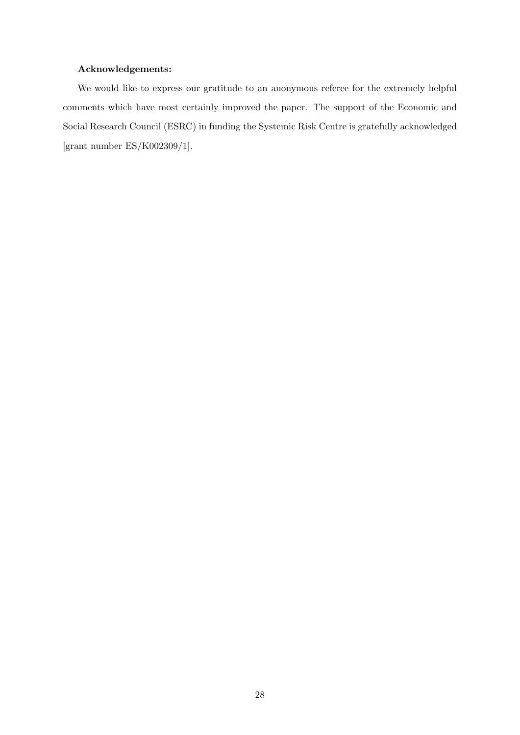**Acknowledgements:**

We would like to express our gratitude to an anonymous referee for the extremely helpful comments which have most certainly improved the paper. The support of the Economic and Social Research Council (ESRC) in funding the Systemic Risk Centre is gratefully acknowledged [grant number ES/K002309/1].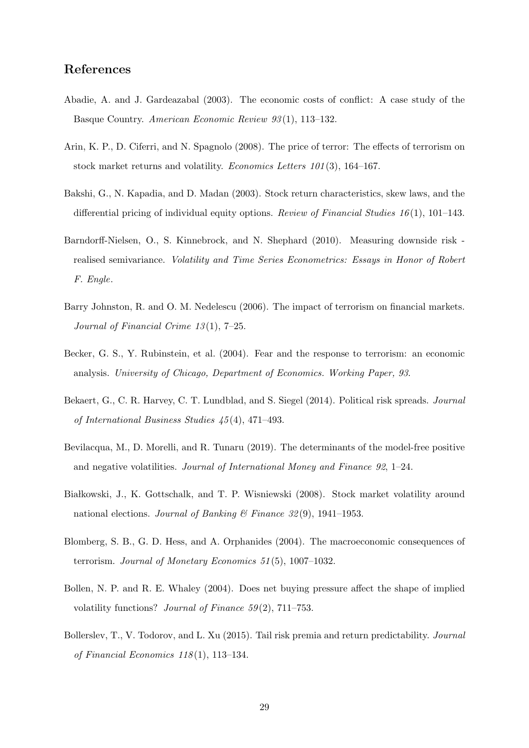## References

Abadie, A. and J. Gardeazabal (2003). The economic costs of conflict: A case study of the Basque Country. *American Economic Review 93*(1), 113–132.

Arin, K. P., D. Ciferri, and N. Spagnolo (2008). The price of terror: The effects of terrorism on stock market returns and volatility. *Economics Letters 101*(3), 164–167.

Bakshi, G., N. Kapadia, and D. Madan (2003). Stock return characteristics, skew laws, and the differential pricing of individual equity options. *Review of Financial Studies 16*(1), 101–143.

Barndorff-Nielsen, O., S. Kinnebrock, and N. Shephard (2010). Measuring downside risk - realised semivariance. *Volatility and Time Series Econometrics: Essays in Honor of Robert F. Engle*.

Barry Johnston, R. and O. M. Nedelescu (2006). The impact of terrorism on financial markets. *Journal of Financial Crime 13*(1), 7–25.

Becker, G. S., Y. Rubinstein, et al. (2004). Fear and the response to terrorism: an economic analysis. *University of Chicago, Department of Economics. Working Paper, 93*.

Bekaert, G., C. R. Harvey, C. T. Lundblad, and S. Siegel (2014). Political risk spreads. *Journal of International Business Studies 45*(4), 471–493.

Bevilacqua, M., D. Morelli, and R. Tunaru (2019). The determinants of the model-free positive and negative volatilities. *Journal of International Money and Finance 92*, 1–24.

Białkowski, J., K. Gottschalk, and T. P. Wisniewski (2008). Stock market volatility around national elections. *Journal of Banking & Finance 32*(9), 1941–1953.

Blomberg, S. B., G. D. Hess, and A. Orphanides (2004). The macroeconomic consequences of terrorism. *Journal of Monetary Economics 51*(5), 1007–1032.

Bollen, N. P. and R. E. Whaley (2004). Does net buying pressure affect the shape of implied volatility functions? *Journal of Finance 59*(2), 711–753.

Bollerslev, T., V. Todorov, and L. Xu (2015). Tail risk premia and return predictability. *Journal of Financial Economics 118*(1), 113–134.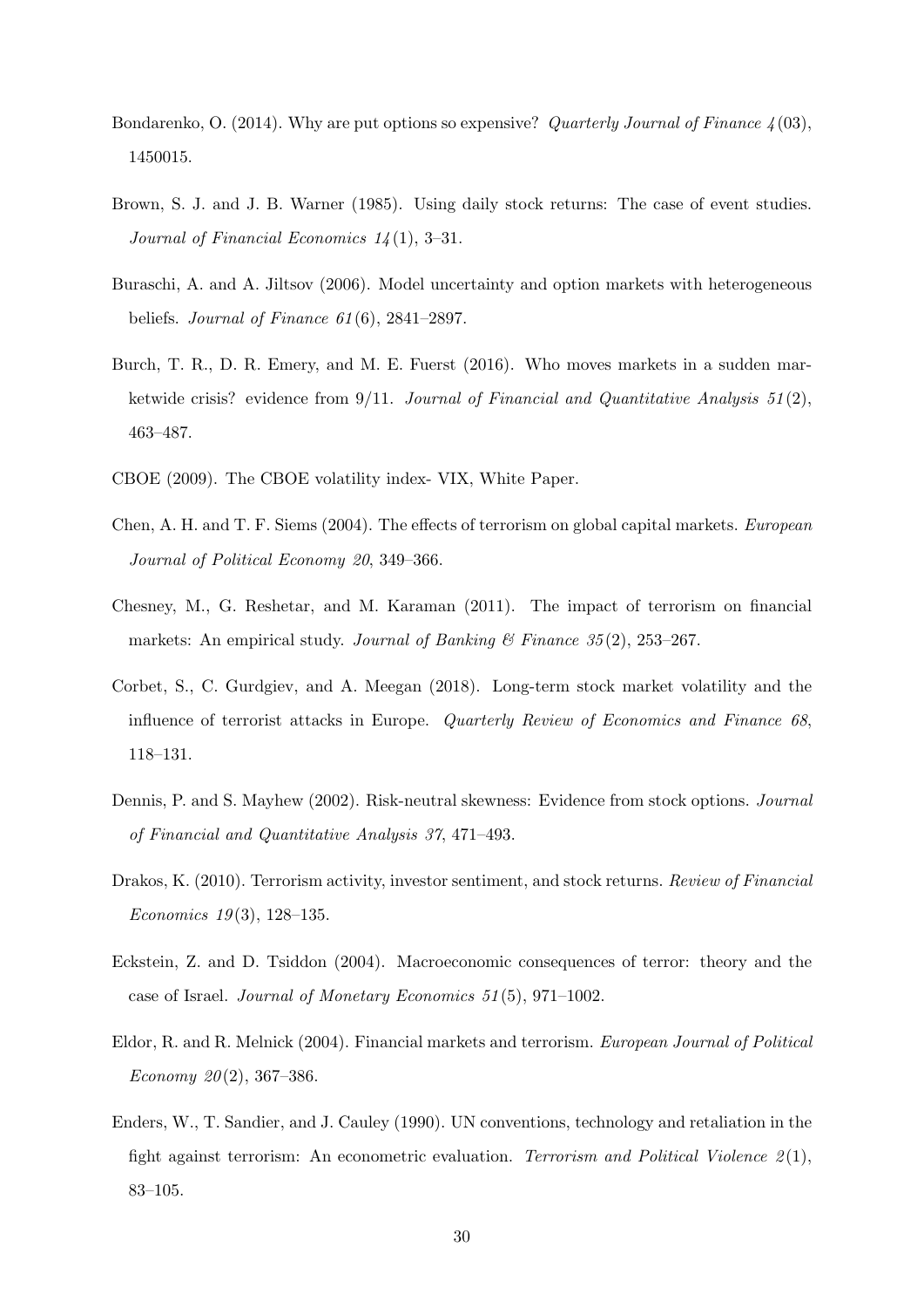Bondarenko, O. (2014). Why are put options so expensive? *Quarterly Journal of Finance 4*(03), 1450015.

Brown, S. J. and J. B. Warner (1985). Using daily stock returns: The case of event studies. *Journal of Financial Economics 14*(1), 3–31.

Buraschi, A. and A. Jiltsov (2006). Model uncertainty and option markets with heterogeneous beliefs. *Journal of Finance 61*(6), 2841–2897.

Burch, T. R., D. R. Emery, and M. E. Fuerst (2016). Who moves markets in a sudden marketwide crisis? evidence from 9/11. *Journal of Financial and Quantitative Analysis 51*(2), 463–487.

CBOE (2009). The CBOE volatility index- VIX, White Paper.

Chen, A. H. and T. F. Siems (2004). The effects of terrorism on global capital markets. *European Journal of Political Economy 20*, 349–366.

Chesney, M., G. Reshetar, and M. Karaman (2011). The impact of terrorism on financial markets: An empirical study. *Journal of Banking & Finance 35*(2), 253–267.

Corbet, S., C. Gurdgiev, and A. Meegan (2018). Long-term stock market volatility and the influence of terrorist attacks in Europe. *Quarterly Review of Economics and Finance 68*, 118–131.

Dennis, P. and S. Mayhew (2002). Risk-neutral skewness: Evidence from stock options. *Journal of Financial and Quantitative Analysis 37*, 471–493.

Drakos, K. (2010). Terrorism activity, investor sentiment, and stock returns. *Review of Financial Economics 19*(3), 128–135.

Eckstein, Z. and D. Tsiddon (2004). Macroeconomic consequences of terror: theory and the case of Israel. *Journal of Monetary Economics 51*(5), 971–1002.

Eldor, R. and R. Melnick (2004). Financial markets and terrorism. *European Journal of Political Economy 20*(2), 367–386.

Enders, W., T. Sandier, and J. Cauley (1990). UN conventions, technology and retaliation in the fight against terrorism: An econometric evaluation. *Terrorism and Political Violence 2*(1), 83–105.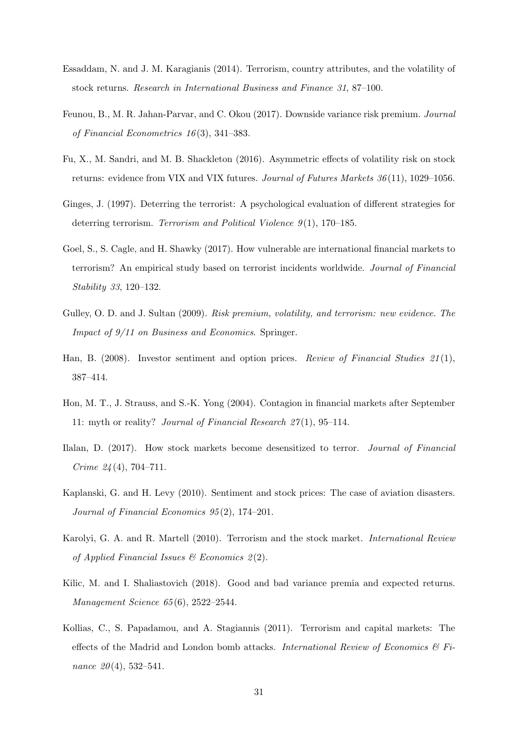Essaddam, N. and J. M. Karagianis (2014). Terrorism, country attributes, and the volatility of stock returns. *Research in International Business and Finance 31*, 87–100.

Feunou, B., M. R. Jahan-Parvar, and C. Okou (2017). Downside variance risk premium. *Journal of Financial Econometrics 16*(3), 341–383.

Fu, X., M. Sandri, and M. B. Shackleton (2016). Asymmetric effects of volatility risk on stock returns: evidence from VIX and VIX futures. *Journal of Futures Markets 36*(11), 1029–1056.

Ginges, J. (1997). Deterring the terrorist: A psychological evaluation of different strategies for deterring terrorism. *Terrorism and Political Violence 9*(1), 170–185.

Goel, S., S. Cagle, and H. Shawky (2017). How vulnerable are international financial markets to terrorism? An empirical study based on terrorist incidents worldwide. *Journal of Financial Stability 33*, 120–132.

Gulley, O. D. and J. Sultan (2009). *Risk premium, volatility, and terrorism: new evidence. The Impact of 9/11 on Business and Economics*. Springer.

Han, B. (2008). Investor sentiment and option prices. *Review of Financial Studies 21*(1), 387–414.

Hon, M. T., J. Strauss, and S.-K. Yong (2004). Contagion in financial markets after September 11: myth or reality? *Journal of Financial Research 27*(1), 95–114.

Ilalan, D. (2017). How stock markets become desensitized to terror. *Journal of Financial Crime 24*(4), 704–711.

Kaplanski, G. and H. Levy (2010). Sentiment and stock prices: The case of aviation disasters. *Journal of Financial Economics 95*(2), 174–201.

Karolyi, G. A. and R. Martell (2010). Terrorism and the stock market. *International Review of Applied Financial Issues & Economics 2*(2).

Kilic, M. and I. Shaliastovich (2018). Good and bad variance premia and expected returns. *Management Science 65*(6), 2522–2544.

Kollias, C., S. Papadamou, and A. Stagiannis (2011). Terrorism and capital markets: The effects of the Madrid and London bomb attacks. *International Review of Economics & Finance 20*(4), 532–541.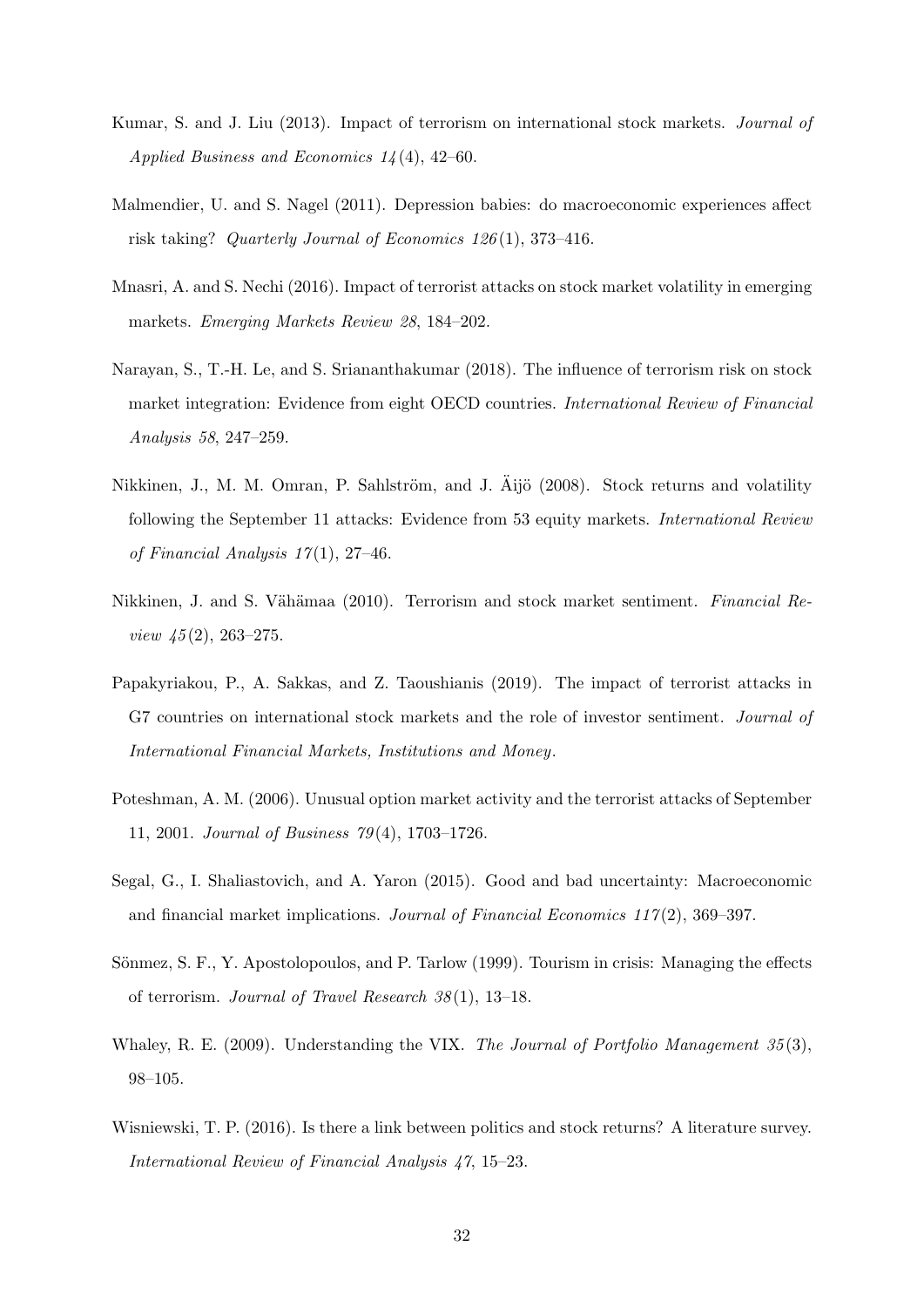Kumar, S. and J. Liu (2013). Impact of terrorism on international stock markets. *Journal of Applied Business and Economics 14*(4), 42–60.

Malmendier, U. and S. Nagel (2011). Depression babies: do macroeconomic experiences affect risk taking? *Quarterly Journal of Economics 126*(1), 373–416.

Mnasri, A. and S. Nechi (2016). Impact of terrorist attacks on stock market volatility in emerging markets. *Emerging Markets Review 28*, 184–202.

Narayan, S., T.-H. Le, and S. Sriananthakumar (2018). The influence of terrorism risk on stock market integration: Evidence from eight OECD countries. *International Review of Financial Analysis 58*, 247–259.

Nikkinen, J., M. M. Omran, P. Sahlström, and J. Äijö (2008). Stock returns and volatility following the September 11 attacks: Evidence from 53 equity markets. *International Review of Financial Analysis 17*(1), 27–46.

Nikkinen, J. and S. Vähämaa (2010). Terrorism and stock market sentiment. *Financial Review 45*(2), 263–275.

Papakyriakou, P., A. Sakkas, and Z. Taoushianis (2019). The impact of terrorist attacks in G7 countries on international stock markets and the role of investor sentiment. *Journal of International Financial Markets, Institutions and Money*.

Poteshman, A. M. (2006). Unusual option market activity and the terrorist attacks of September 11, 2001. *Journal of Business 79*(4), 1703–1726.

Segal, G., I. Shaliastovich, and A. Yaron (2015). Good and bad uncertainty: Macroeconomic and financial market implications. *Journal of Financial Economics 117*(2), 369–397.

Sönmez, S. F., Y. Apostolopoulos, and P. Tarlow (1999). Tourism in crisis: Managing the effects of terrorism. *Journal of Travel Research 38*(1), 13–18.

Whaley, R. E. (2009). Understanding the VIX. *The Journal of Portfolio Management 35*(3), 98–105.

Wisniewski, T. P. (2016). Is there a link between politics and stock returns? A literature survey. *International Review of Financial Analysis 47*, 15–23.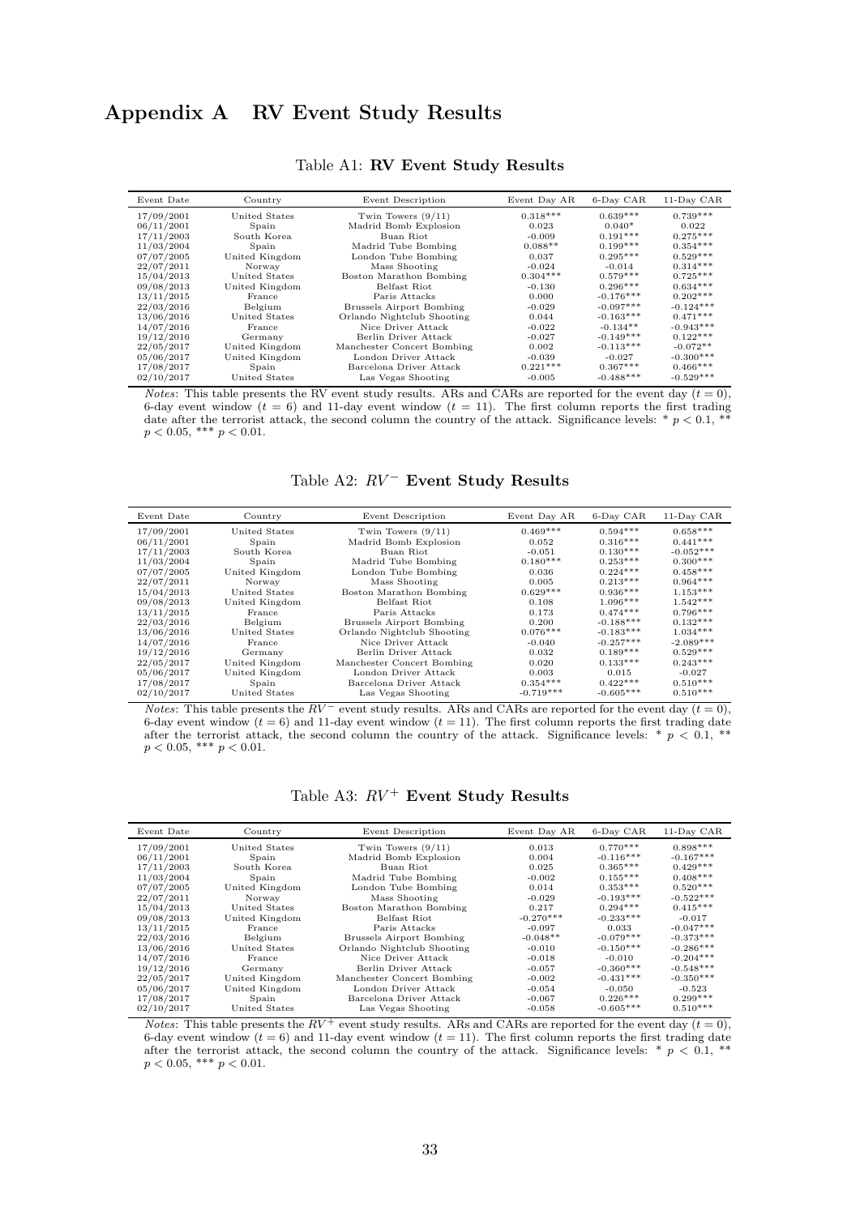# Appendix A RV Event Study Results

Table A1: **RV Event Study Results**

| Event Date | Country | Event Description | Event Day AR | 6-Day CAR | 11-Day CAR |
|---|---|---|---|---|---|
| 17/09/2001 | United States | Twin Towers (9/11) | 0.318*** | 0.639*** | 0.739*** |
| 06/11/2001 | Spain | Madrid Bomb Explosion | 0.023 | 0.040* | 0.022 |
| 17/11/2003 | South Korea | Buan Riot | -0.009 | 0.191*** | 0.275*** |
| 11/03/2004 | Spain | Madrid Tube Bombing | 0.088** | 0.199*** | 0.354*** |
| 07/07/2005 | United Kingdom | London Tube Bombing | 0.037 | 0.295*** | 0.529*** |
| 22/07/2011 | Norway | Mass Shooting | -0.024 | -0.014 | 0.314*** |
| 15/04/2013 | United States | Boston Marathon Bombing | 0.304*** | 0.579*** | 0.725*** |
| 09/08/2013 | United Kingdom | Belfast Riot | -0.130 | 0.296*** | 0.634*** |
| 13/11/2015 | France | Paris Attacks | 0.000 | -0.176*** | 0.202*** |
| 22/03/2016 | Belgium | Brussels Airport Bombing | -0.029 | -0.097*** | -0.124*** |
| 13/06/2016 | United States | Orlando Nightclub Shooting | 0.044 | -0.163*** | 0.471*** |
| 14/07/2016 | France | Nice Driver Attack | -0.022 | -0.134** | -0.943*** |
| 19/12/2016 | Germany | Berlin Driver Attack | -0.027 | -0.149*** | 0.122*** |
| 22/05/2017 | United Kingdom | Manchester Concert Bombing | 0.002 | -0.113*** | -0.072** |
| 05/06/2017 | United Kingdom | London Driver Attack | -0.039 | -0.027 | -0.300*** |
| 17/08/2017 | Spain | Barcelona Driver Attack | 0.221*** | 0.367*** | 0.466*** |
| 02/10/2017 | United States | Las Vegas Shooting | -0.005 | -0.488*** | -0.529*** |

*Notes*: This table presents the RV event study results. ARs and CARs are reported for the event day ($t = 0$), 6-day event window ($t = 6$) and 11-day event window ($t = 11$). The first column reports the first trading date after the terrorist attack, the second column the country of the attack. Significance levels: * $p < 0.1$, ** $p < 0.05$, *** $p < 0.01$.

Table A2: $RV^-$ **Event Study Results**

| Event Date | Country | Event Description | Event Day AR | 6-Day CAR | 11-Day CAR |
|---|---|---|---|---|---|
| 17/09/2001 | United States | Twin Towers (9/11) | 0.469*** | 0.594*** | 0.658*** |
| 06/11/2001 | Spain | Madrid Bomb Explosion | 0.052 | 0.316*** | 0.441*** |
| 17/11/2003 | South Korea | Buan Riot | -0.051 | 0.130*** | -0.052*** |
| 11/03/2004 | Spain | Madrid Tube Bombing | 0.180*** | 0.253*** | 0.300*** |
| 07/07/2005 | United Kingdom | London Tube Bombing | 0.036 | 0.224*** | 0.458*** |
| 22/07/2011 | Norway | Mass Shooting | 0.005 | 0.213*** | 0.964*** |
| 15/04/2013 | United States | Boston Marathon Bombing | 0.629*** | 0.936*** | 1.153*** |
| 09/08/2013 | United Kingdom | Belfast Riot | 0.108 | 1.096*** | 1.542*** |
| 13/11/2015 | France | Paris Attacks | 0.173 | 0.474*** | 0.796*** |
| 22/03/2016 | Belgium | Brussels Airport Bombing | 0.200 | -0.188*** | 0.132*** |
| 13/06/2016 | United States | Orlando Nightclub Shooting | 0.076*** | -0.183*** | 1.034*** |
| 14/07/2016 | France | Nice Driver Attack | -0.040 | -0.257*** | -2.089*** |
| 19/12/2016 | Germany | Berlin Driver Attack | 0.032 | 0.189*** | 0.529*** |
| 22/05/2017 | United Kingdom | Manchester Concert Bombing | 0.020 | 0.133*** | 0.243*** |
| 05/06/2017 | United Kingdom | London Driver Attack | 0.003 | 0.015 | -0.027 |
| 17/08/2017 | Spain | Barcelona Driver Attack | 0.354*** | 0.422*** | 0.510*** |
| 02/10/2017 | United States | Las Vegas Shooting | -0.719*** | -0.605*** | 0.510*** |

*Notes*: This table presents the $RV^-$ event study results. ARs and CARs are reported for the event day ($t = 0$), 6-day event window ($t = 6$) and 11-day event window ($t = 11$). The first column reports the first trading date after the terrorist attack, the second column the country of the attack. Significance levels: * $p < 0.1$, ** $p < 0.05$, *** $p < 0.01$.

Table A3: $RV^+$ **Event Study Results**

| Event Date | Country | Event Description | Event Day AR | 6-Day CAR | 11-Day CAR |
|---|---|---|---|---|---|
| 17/09/2001 | United States | Twin Towers (9/11) | 0.013 | 0.770*** | 0.898*** |
| 06/11/2001 | Spain | Madrid Bomb Explosion | 0.004 | -0.116*** | -0.167*** |
| 17/11/2003 | South Korea | Buan Riot | 0.025 | 0.365*** | 0.429*** |
| 11/03/2004 | Spain | Madrid Tube Bombing | -0.002 | 0.155*** | 0.408*** |
| 07/07/2005 | United Kingdom | London Tube Bombing | 0.014 | 0.353*** | 0.520*** |
| 22/07/2011 | Norway | Mass Shooting | -0.029 | -0.193*** | -0.522*** |
| 15/04/2013 | United States | Boston Marathon Bombing | 0.217 | 0.294*** | 0.415*** |
| 09/08/2013 | United Kingdom | Belfast Riot | -0.270*** | -0.233*** | -0.017 |
| 13/11/2015 | France | Paris Attacks | -0.097 | 0.033 | -0.047*** |
| 22/03/2016 | Belgium | Brussels Airport Bombing | -0.048** | -0.079*** | -0.373*** |
| 13/06/2016 | United States | Orlando Nightclub Shooting | -0.010 | -0.150*** | -0.286*** |
| 14/07/2016 | France | Nice Driver Attack | -0.018 | -0.010 | -0.204*** |
| 19/12/2016 | Germany | Berlin Driver Attack | -0.057 | -0.360*** | -0.548*** |
| 22/05/2017 | United Kingdom | Manchester Concert Bombing | -0.002 | -0.431*** | -0.350*** |
| 05/06/2017 | United Kingdom | London Driver Attack | -0.054 | -0.050 | -0.523 |
| 17/08/2017 | Spain | Barcelona Driver Attack | -0.067 | 0.226*** | 0.299*** |
| 02/10/2017 | United States | Las Vegas Shooting | -0.058 | -0.605*** | 0.510*** |

*Notes*: This table presents the $RV^+$ event study results. ARs and CARs are reported for the event day ($t = 0$), 6-day event window ($t = 6$) and 11-day event window ($t = 11$). The first column reports the first trading date after the terrorist attack, the second column the country of the attack. Significance levels: * $p < 0.1$, ** $p < 0.05$, *** $p < 0.01$.